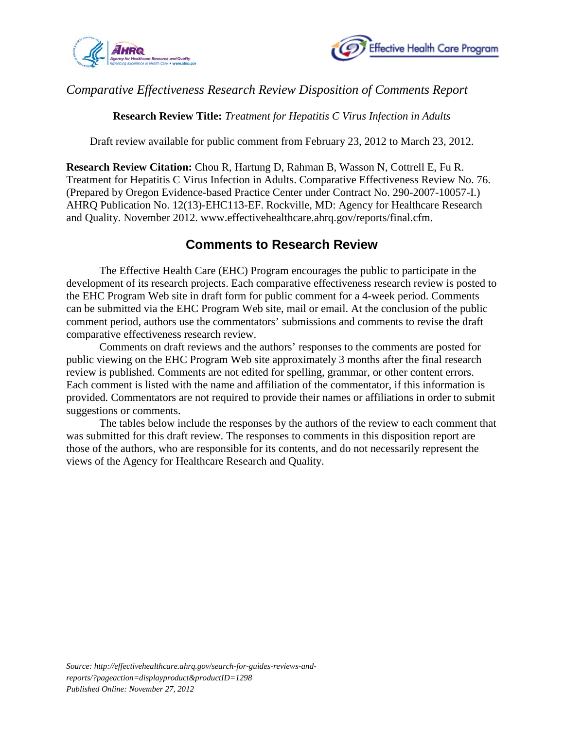*Comparative Effectiveness Research Review Disposition of Comments Report*

**Research Review Title:** *Treatment for Hepatitis C Virus Infection in Adults*

Draft review available for public comment from February 23, 2012 to March 23, 2012.

**Research Review Citation:** Chou R, Hartung D, Rahman B, Wasson N, Cottrell E, Fu R. Treatment for Hepatitis C Virus Infection in Adults. Comparative Effectiveness Review No. 76. (Prepared by Oregon Evidence-based Practice Center under Contract No. 290-2007-10057-I.) AHRQ Publication No. 12(13)-EHC113-EF. Rockville, MD: Agency for Healthcare Research and Quality. November 2012. www.effectivehealthcare.ahrq.gov/reports/final.cfm.

## Comments to Research Review

The Effective Health Care (EHC) Program encourages the public to participate in the development of its research projects. Each comparative effectiveness research review is posted to the EHC Program Web site in draft form for public comment for a 4-week period. Comments can be submitted via the EHC Program Web site, mail or email. At the conclusion of the public comment period, authors use the commentators' submissions and comments to revise the draft comparative effectiveness research review.

Comments on draft reviews and the authors' responses to the comments are posted for public viewing on the EHC Program Web site approximately 3 months after the final research review is published. Comments are not edited for spelling, grammar, or other content errors. Each comment is listed with the name and affiliation of the commentator, if this information is provided. Commentators are not required to provide their names or affiliations in order to submit suggestions or comments.

The tables below include the responses by the authors of the review to each comment that was submitted for this draft review. The responses to comments in this disposition report are those of the authors, who are responsible for its contents, and do not necessarily represent the views of the Agency for Healthcare Research and Quality.

*Source: http://effectivehealthcare.ahrq.gov/search-for-guides-reviews-and-reports/?pageaction=displayproduct&productID=1298*
*Published Online: November 27, 2012*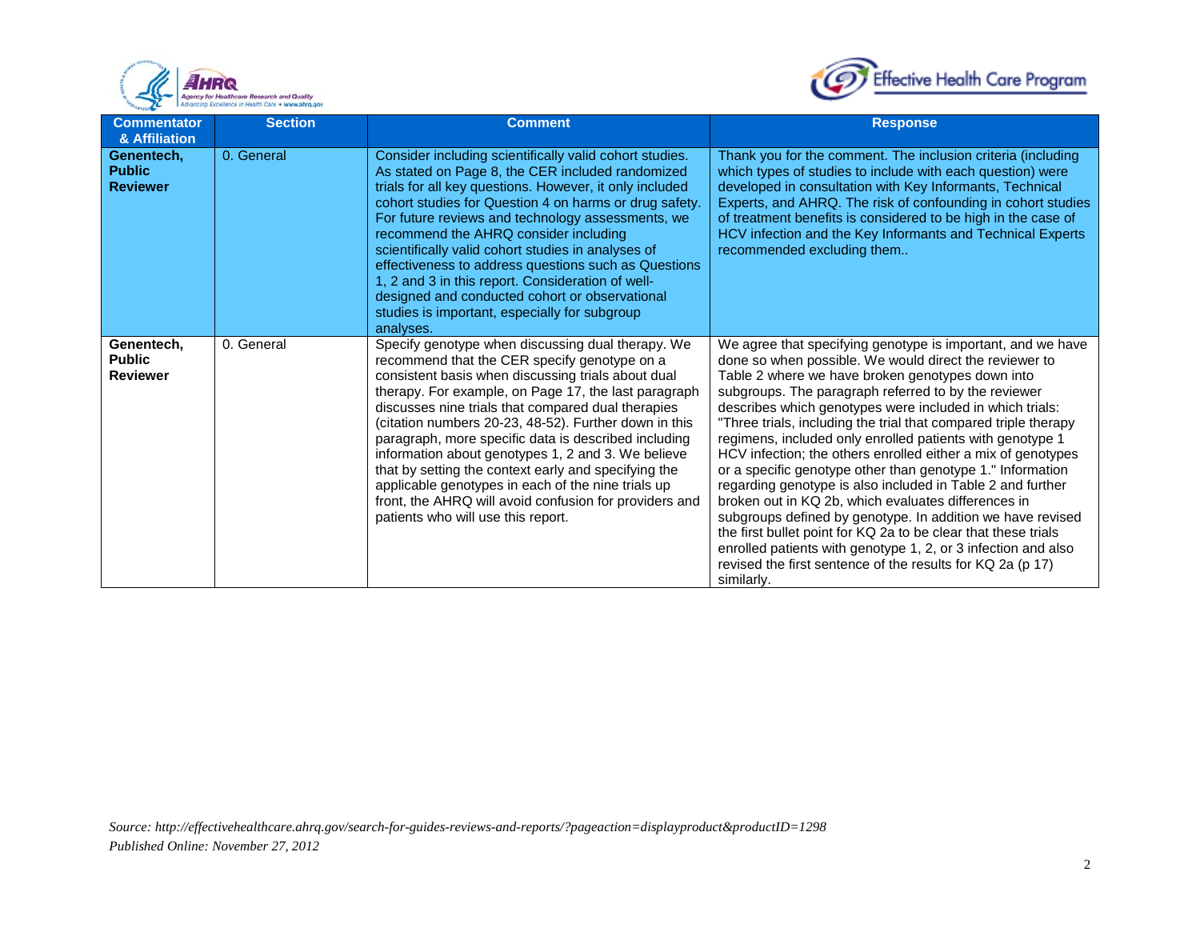| Commentator & Affiliation | Section | Comment | Response |
|---|---|---|---|
| **Genentech, Public Reviewer** | 0. General | Consider including scientifically valid cohort studies. As stated on Page 8, the CER included randomized trials for all key questions. However, it only included cohort studies for Question 4 on harms or drug safety. For future reviews and technology assessments, we recommend the AHRQ consider including scientifically valid cohort studies in analyses of effectiveness to address questions such as Questions 1, 2 and 3 in this report. Consideration of well-designed and conducted cohort or observational studies is important, especially for subgroup analyses. | Thank you for the comment. The inclusion criteria (including which types of studies to include with each question) were developed in consultation with Key Informants, Technical Experts, and AHRQ. The risk of confounding in cohort studies of treatment benefits is considered to be high in the case of HCV infection and the Key Informants and Technical Experts recommended excluding them.. |
| **Genentech, Public Reviewer** | 0. General | Specify genotype when discussing dual therapy. We recommend that the CER specify genotype on a consistent basis when discussing trials about dual therapy. For example, on Page 17, the last paragraph discusses nine trials that compared dual therapies (citation numbers 20-23, 48-52). Further down in this paragraph, more specific data is described including information about genotypes 1, 2 and 3. We believe that by setting the context early and specifying the applicable genotypes in each of the nine trials up front, the AHRQ will avoid confusion for providers and patients who will use this report. | We agree that specifying genotype is important, and we have done so when possible. We would direct the reviewer to Table 2 where we have broken genotypes down into subgroups. The paragraph referred to by the reviewer describes which genotypes were included in which trials: "Three trials, including the trial that compared triple therapy regimens, included only enrolled patients with genotype 1 HCV infection; the others enrolled either a mix of genotypes or a specific genotype other than genotype 1." Information regarding genotype is also included in Table 2 and further broken out in KQ 2b, which evaluates differences in subgroups defined by genotype. In addition we have revised the first bullet point for KQ 2a to be clear that these trials enrolled patients with genotype 1, 2, or 3 infection and also revised the first sentence of the results for KQ 2a (p 17) similarly. |

*Source: http://effectivehealthcare.ahrq.gov/search-for-guides-reviews-and-reports/?pageaction=displayproduct&productID=1298*
*Published Online: November 27, 2012*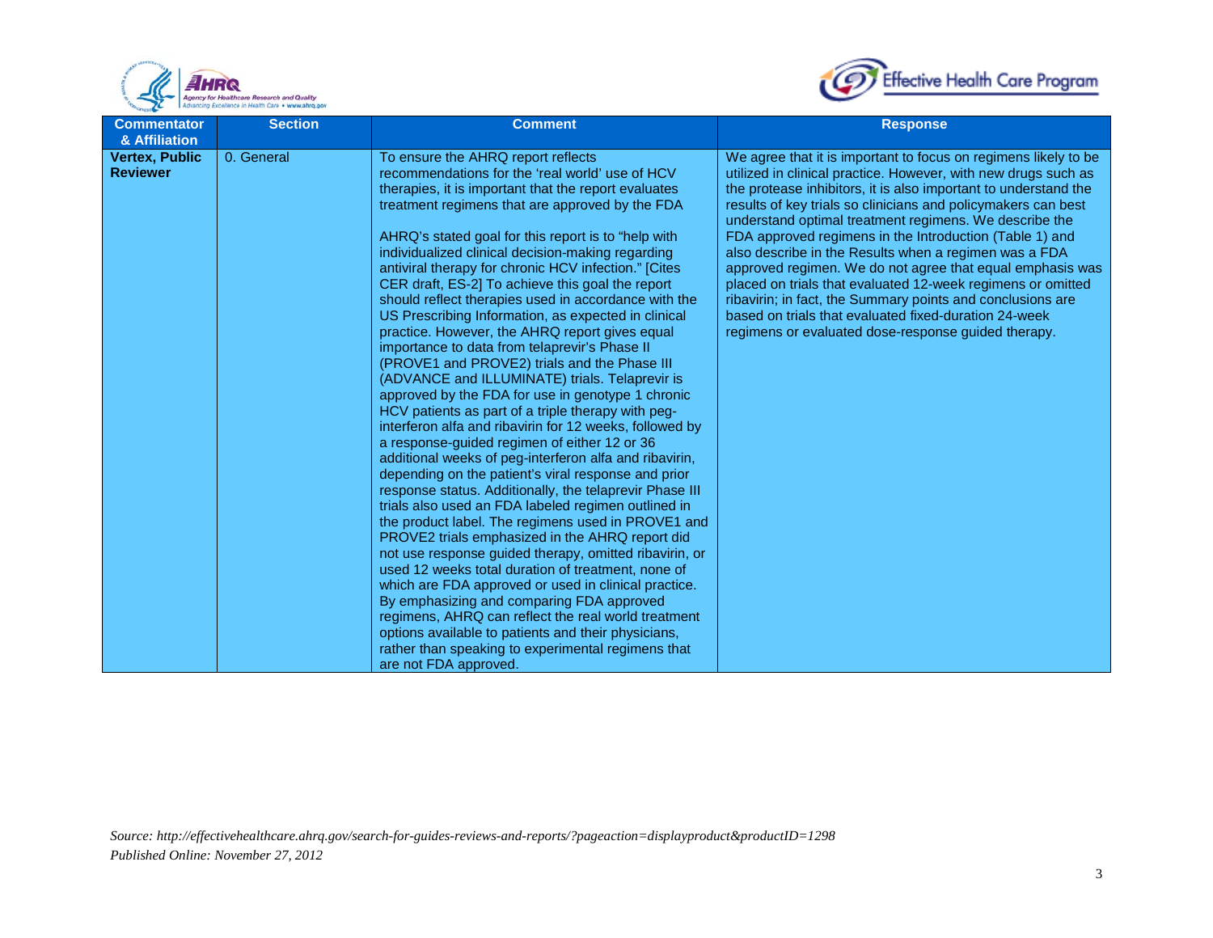| Commentator & Affiliation | Section | Comment | Response |
| --- | --- | --- | --- |
| **Vertex, Public Reviewer** | 0. General | To ensure the AHRQ report reflects recommendations for the 'real world' use of HCV therapies, it is important that the report evaluates treatment regimens that are approved by the FDA<br><br>AHRQ's stated goal for this report is to "help with individualized clinical decision-making regarding antiviral therapy for chronic HCV infection." [Cites CER draft, ES-2] To achieve this goal the report should reflect therapies used in accordance with the US Prescribing Information, as expected in clinical practice. However, the AHRQ report gives equal importance to data from telaprevir's Phase II (PROVE1 and PROVE2) trials and the Phase III (ADVANCE and ILLUMINATE) trials. Telaprevir is approved by the FDA for use in genotype 1 chronic HCV patients as part of a triple therapy with peg-interferon alfa and ribavirin for 12 weeks, followed by a response-guided regimen of either 12 or 36 additional weeks of peg-interferon alfa and ribavirin, depending on the patient's viral response and prior response status. Additionally, the telaprevir Phase III trials also used an FDA labeled regimen outlined in the product label. The regimens used in PROVE1 and PROVE2 trials emphasized in the AHRQ report did not use response guided therapy, omitted ribavirin, or used 12 weeks total duration of treatment, none of which are FDA approved or used in clinical practice. By emphasizing and comparing FDA approved regimens, AHRQ can reflect the real world treatment options available to patients and their physicians, rather than speaking to experimental regimens that are not FDA approved. | We agree that it is important to focus on regimens likely to be utilized in clinical practice. However, with new drugs such as the protease inhibitors, it is also important to understand the results of key trials so clinicians and policymakers can best understand optimal treatment regimens. We describe the FDA approved regimens in the Introduction (Table 1) and also describe in the Results when a regimen was a FDA approved regimen. We do not agree that equal emphasis was placed on trials that evaluated 12-week regimens or omitted ribavirin; in fact, the Summary points and conclusions are based on trials that evaluated fixed-duration 24-week regimens or evaluated dose-response guided therapy. |

*Source: http://effectivehealthcare.ahrq.gov/search-for-guides-reviews-and-reports/?pageaction=displayproduct&productID=1298*
*Published Online: November 27, 2012*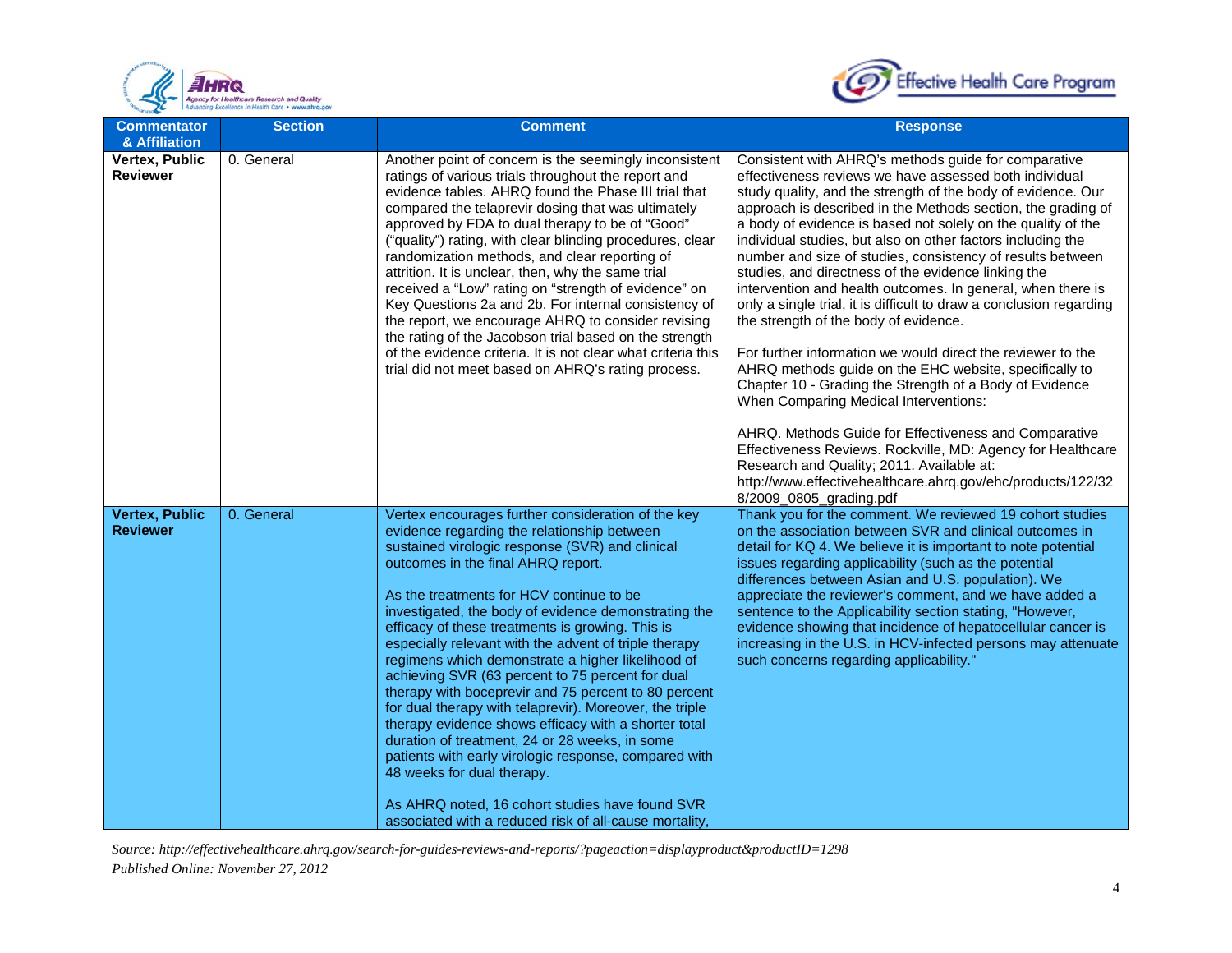| Commentator & Affiliation | Section | Comment | Response |
| --- | --- | --- | --- |
| **Vertex, Public Reviewer** | 0. General | Another point of concern is the seemingly inconsistent ratings of various trials throughout the report and evidence tables. AHRQ found the Phase III trial that compared the telaprevir dosing that was ultimately approved by FDA to dual therapy to be of "Good" ("quality") rating, with clear blinding procedures, clear randomization methods, and clear reporting of attrition. It is unclear, then, why the same trial received a "Low" rating on "strength of evidence" on Key Questions 2a and 2b. For internal consistency of the report, we encourage AHRQ to consider revising the rating of the Jacobson trial based on the strength of the evidence criteria. It is not clear what criteria this trial did not meet based on AHRQ's rating process. | Consistent with AHRQ's methods guide for comparative effectiveness reviews we have assessed both individual study quality, and the strength of the body of evidence. Our approach is described in the Methods section, the grading of a body of evidence is based not solely on the quality of the individual studies, but also on other factors including the number and size of studies, consistency of results between studies, and directness of the evidence linking the intervention and health outcomes. In general, when there is only a single trial, it is difficult to draw a conclusion regarding the strength of the body of evidence.<br><br>For further information we would direct the reviewer to the AHRQ methods guide on the EHC website, specifically to Chapter 10 - Grading the Strength of a Body of Evidence When Comparing Medical Interventions:<br><br>AHRQ. Methods Guide for Effectiveness and Comparative Effectiveness Reviews. Rockville, MD: Agency for Healthcare Research and Quality; 2011. Available at: http://www.effectivehealthcare.ahrq.gov/ehc/products/122/328/2009_0805_grading.pdf |
| **Vertex, Public Reviewer** | 0. General | Vertex encourages further consideration of the key evidence regarding the relationship between sustained virologic response (SVR) and clinical outcomes in the final AHRQ report.<br><br>As the treatments for HCV continue to be investigated, the body of evidence demonstrating the efficacy of these treatments is growing. This is especially relevant with the advent of triple therapy regimens which demonstrate a higher likelihood of achieving SVR (63 percent to 75 percent for dual therapy with boceprevir and 75 percent to 80 percent for dual therapy with telaprevir). Moreover, the triple therapy evidence shows efficacy with a shorter total duration of treatment, 24 or 28 weeks, in some patients with early virologic response, compared with 48 weeks for dual therapy.<br><br>As AHRQ noted, 16 cohort studies have found SVR associated with a reduced risk of all-cause mortality, | Thank you for the comment. We reviewed 19 cohort studies on the association between SVR and clinical outcomes in detail for KQ 4. We believe it is important to note potential issues regarding applicability (such as the potential differences between Asian and U.S. population). We appreciate the reviewer's comment, and we have added a sentence to the Applicability section stating, "However, evidence showing that incidence of hepatocellular cancer is increasing in the U.S. in HCV-infected persons may attenuate such concerns regarding applicability." |

*Source: http://effectivehealthcare.ahrq.gov/search-for-guides-reviews-and-reports/?pageaction=displayproduct&productID=1298*
*Published Online: November 27, 2012*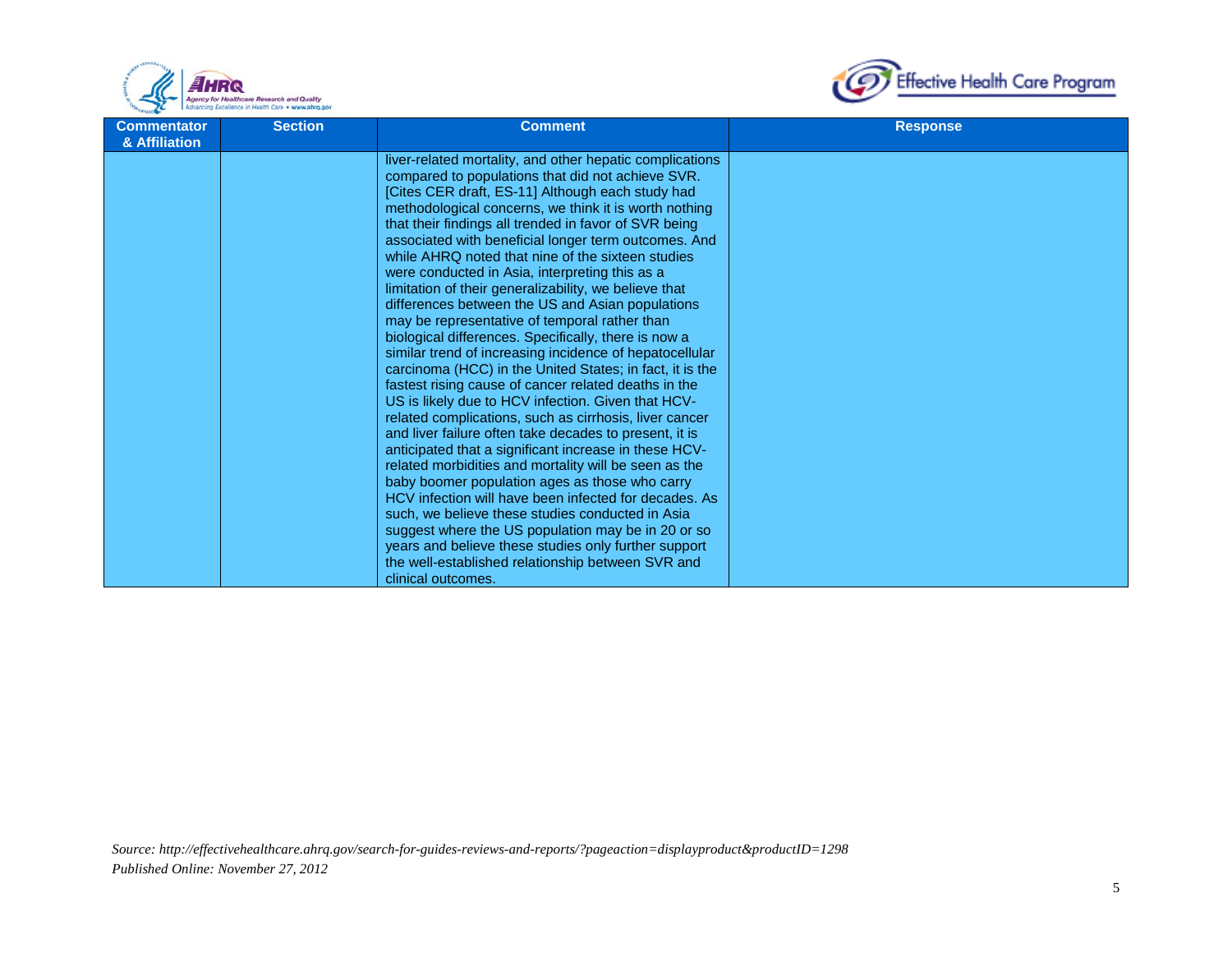| Commentator & Affiliation | Section | Comment | Response |
|---|---|---|---|
| | | liver-related mortality, and other hepatic complications compared to populations that did not achieve SVR. [Cites CER draft, ES-11] Although each study had methodological concerns, we think it is worth nothing that their findings all trended in favor of SVR being associated with beneficial longer term outcomes. And while AHRQ noted that nine of the sixteen studies were conducted in Asia, interpreting this as a limitation of their generalizability, we believe that differences between the US and Asian populations may be representative of temporal rather than biological differences. Specifically, there is now a similar trend of increasing incidence of hepatocellular carcinoma (HCC) in the United States; in fact, it is the fastest rising cause of cancer related deaths in the US is likely due to HCV infection. Given that HCV-related complications, such as cirrhosis, liver cancer and liver failure often take decades to present, it is anticipated that a significant increase in these HCV-related morbidities and mortality will be seen as the baby boomer population ages as those who carry HCV infection will have been infected for decades. As such, we believe these studies conducted in Asia suggest where the US population may be in 20 or so years and believe these studies only further support the well-established relationship between SVR and clinical outcomes. | |

*Source: http://effectivehealthcare.ahrq.gov/search-for-guides-reviews-and-reports/?pageaction=displayproduct&productID=1298*
*Published Online: November 27, 2012*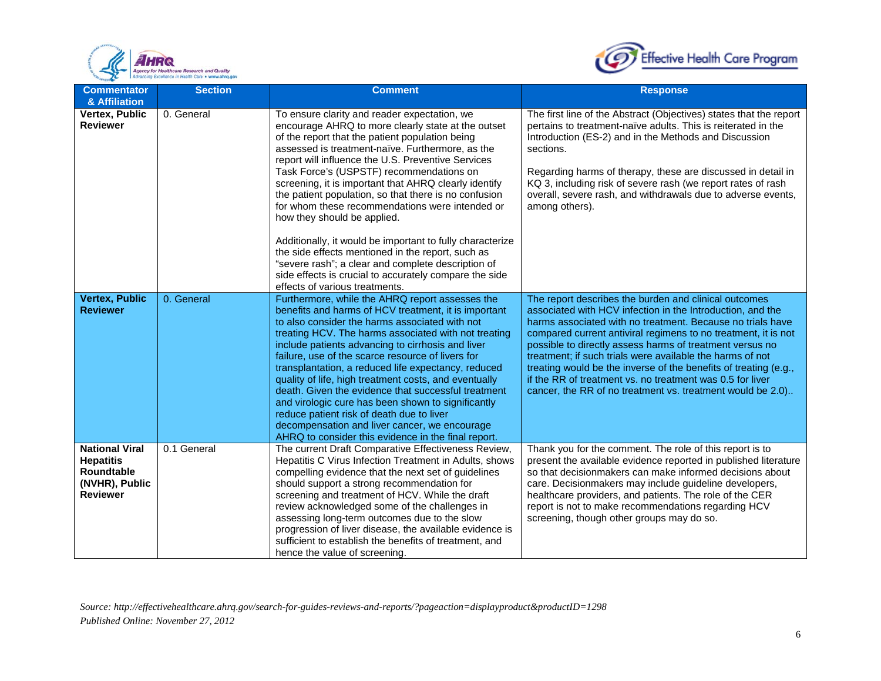| Commentator & Affiliation | Section | Comment | Response |
|---|---|---|---|
| **Vertex, Public Reviewer** | 0. General | To ensure clarity and reader expectation, we encourage AHRQ to more clearly state at the outset of the report that the patient population being assessed is treatment-naïve. Furthermore, as the report will influence the U.S. Preventive Services Task Force's (USPSTF) recommendations on screening, it is important that AHRQ clearly identify the patient population, so that there is no confusion for whom these recommendations were intended or how they should be applied.<br><br>Additionally, it would be important to fully characterize the side effects mentioned in the report, such as "severe rash"; a clear and complete description of side effects is crucial to accurately compare the side effects of various treatments. | The first line of the Abstract (Objectives) states that the report pertains to treatment-naïve adults. This is reiterated in the Introduction (ES-2) and in the Methods and Discussion sections.<br><br>Regarding harms of therapy, these are discussed in detail in KQ 3, including risk of severe rash (we report rates of rash overall, severe rash, and withdrawals due to adverse events, among others). |
| **Vertex, Public Reviewer** | 0. General | Furthermore, while the AHRQ report assesses the benefits and harms of HCV treatment, it is important to also consider the harms associated with not treating HCV. The harms associated with not treating include patients advancing to cirrhosis and liver failure, use of the scarce resource of livers for transplantation, a reduced life expectancy, reduced quality of life, high treatment costs, and eventually death. Given the evidence that successful treatment and virologic cure has been shown to significantly reduce patient risk of death due to liver decompensation and liver cancer, we encourage AHRQ to consider this evidence in the final report. | The report describes the burden and clinical outcomes associated with HCV infection in the Introduction, and the harms associated with no treatment. Because no trials have compared current antiviral regimens to no treatment, it is not possible to directly assess harms of treatment versus no treatment; if such trials were available the harms of not treating would be the inverse of the benefits of treating (e.g., if the RR of treatment vs. no treatment was 0.5 for liver cancer, the RR of no treatment vs. treatment would be 2.0).. |
| **National Viral Hepatitis Roundtable (NVHR), Public Reviewer** | 0.1 General | The current Draft Comparative Effectiveness Review, Hepatitis C Virus Infection Treatment in Adults, shows compelling evidence that the next set of guidelines should support a strong recommendation for screening and treatment of HCV. While the draft review acknowledged some of the challenges in assessing long-term outcomes due to the slow progression of liver disease, the available evidence is sufficient to establish the benefits of treatment, and hence the value of screening. | Thank you for the comment. The role of this report is to present the available evidence reported in published literature so that decisionmakers can make informed decisions about care. Decisionmakers may include guideline developers, healthcare providers, and patients. The role of the CER report is not to make recommendations regarding HCV screening, though other groups may do so. |

*Source: http://effectivehealthcare.ahrq.gov/search-for-guides-reviews-and-reports/?pageaction=displayproduct&productID=1298*
*Published Online: November 27, 2012*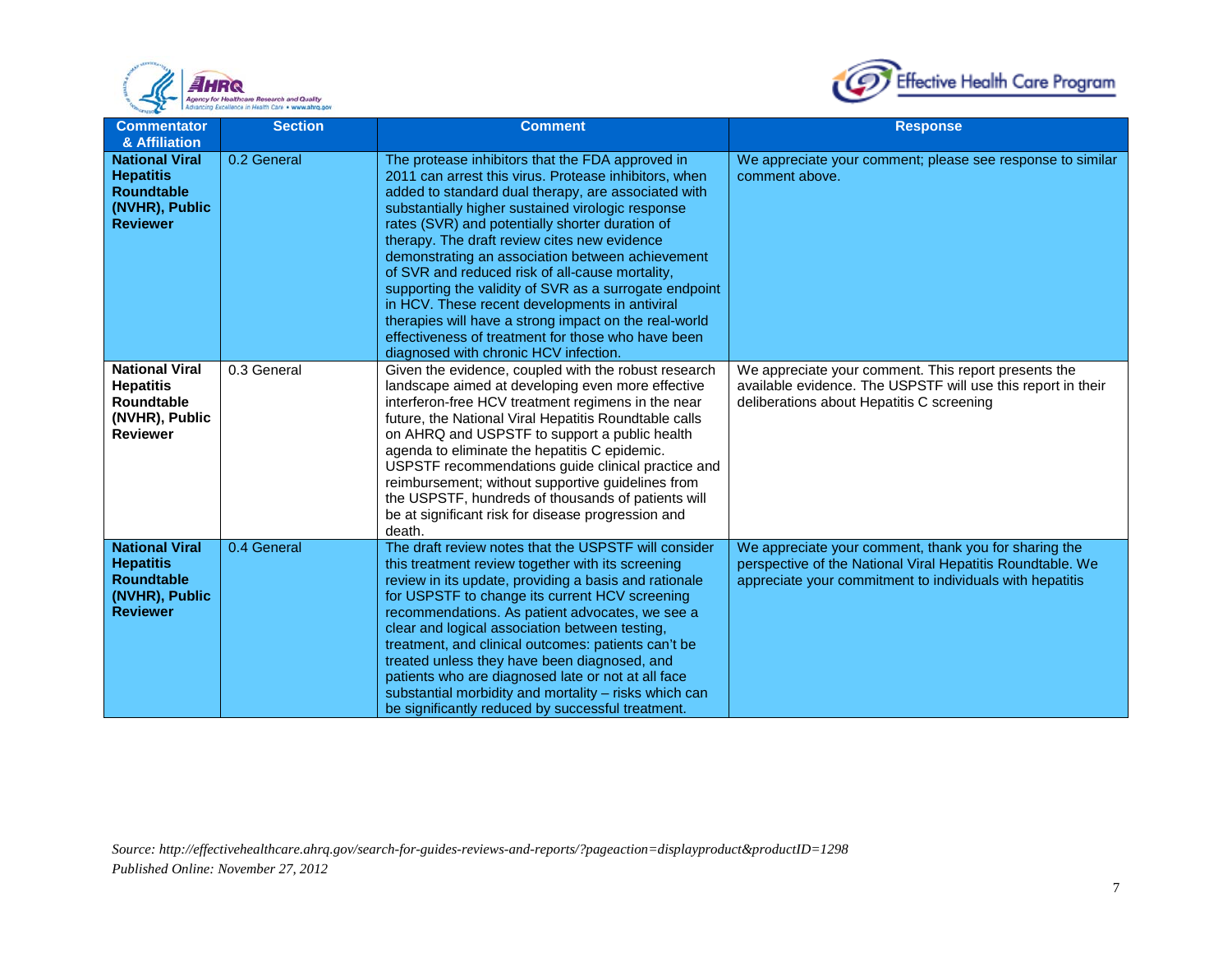| Commentator & Affiliation | Section | Comment | Response |
|---|---|---|---|
| **National Viral Hepatitis Roundtable (NVHR), Public Reviewer** | 0.2 General | The protease inhibitors that the FDA approved in 2011 can arrest this virus. Protease inhibitors, when added to standard dual therapy, are associated with substantially higher sustained virologic response rates (SVR) and potentially shorter duration of therapy. The draft review cites new evidence demonstrating an association between achievement of SVR and reduced risk of all-cause mortality, supporting the validity of SVR as a surrogate endpoint in HCV. These recent developments in antiviral therapies will have a strong impact on the real-world effectiveness of treatment for those who have been diagnosed with chronic HCV infection. | We appreciate your comment; please see response to similar comment above. |
| **National Viral Hepatitis Roundtable (NVHR), Public Reviewer** | 0.3 General | Given the evidence, coupled with the robust research landscape aimed at developing even more effective interferon-free HCV treatment regimens in the near future, the National Viral Hepatitis Roundtable calls on AHRQ and USPSTF to support a public health agenda to eliminate the hepatitis C epidemic. USPSTF recommendations guide clinical practice and reimbursement; without supportive guidelines from the USPSTF, hundreds of thousands of patients will be at significant risk for disease progression and death. | We appreciate your comment. This report presents the available evidence. The USPSTF will use this report in their deliberations about Hepatitis C screening |
| **National Viral Hepatitis Roundtable (NVHR), Public Reviewer** | 0.4 General | The draft review notes that the USPSTF will consider this treatment review together with its screening review in its update, providing a basis and rationale for USPSTF to change its current HCV screening recommendations. As patient advocates, we see a clear and logical association between testing, treatment, and clinical outcomes: patients can't be treated unless they have been diagnosed, and patients who are diagnosed late or not at all face substantial morbidity and mortality – risks which can be significantly reduced by successful treatment. | We appreciate your comment, thank you for sharing the perspective of the National Viral Hepatitis Roundtable. We appreciate your commitment to individuals with hepatitis |

*Source: http://effectivehealthcare.ahrq.gov/search-for-guides-reviews-and-reports/?pageaction=displayproduct&productID=1298*
*Published Online: November 27, 2012*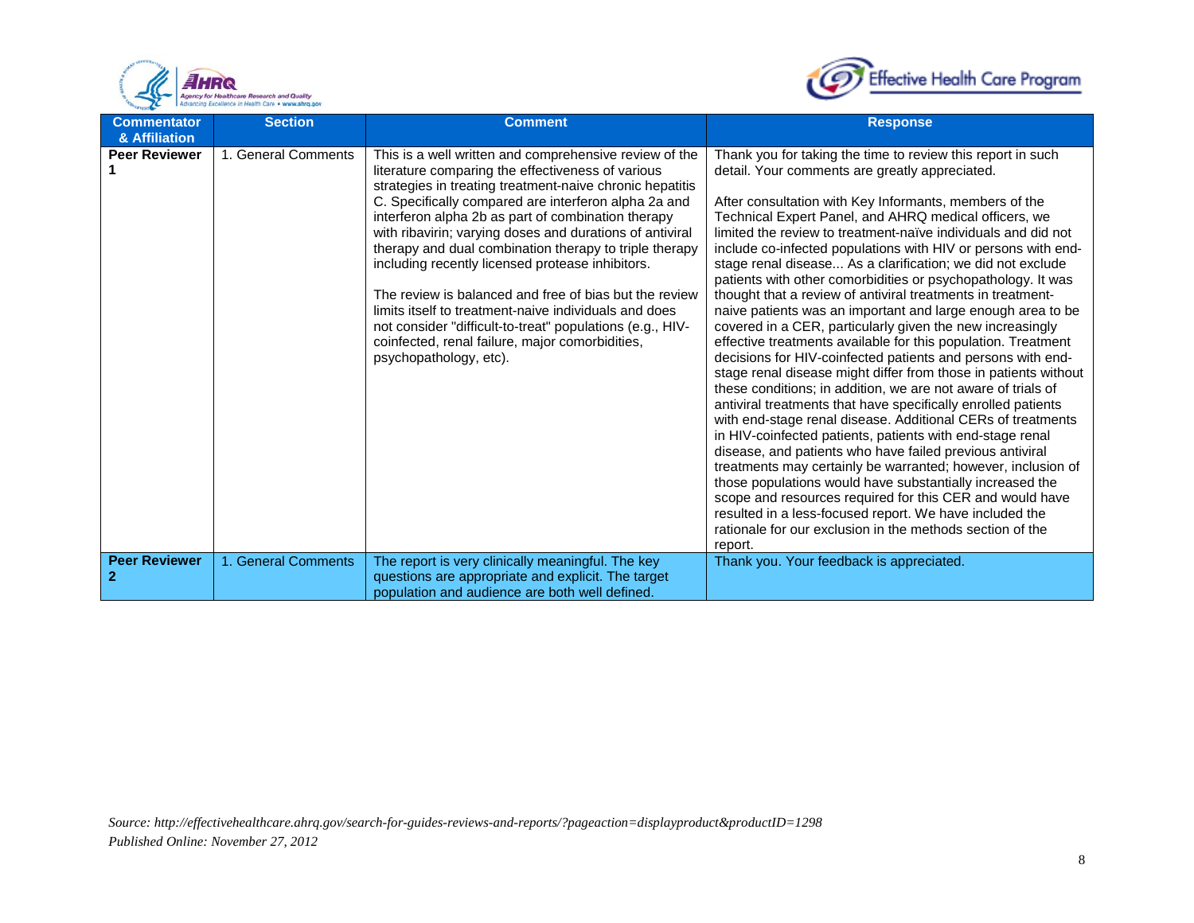| Commentator & Affiliation | Section | Comment | Response |
|---|---|---|---|
| **Peer Reviewer 1** | 1. General Comments | This is a well written and comprehensive review of the literature comparing the effectiveness of various strategies in treating treatment-naive chronic hepatitis C. Specifically compared are interferon alpha 2a and interferon alpha 2b as part of combination therapy with ribavirin; varying doses and durations of antiviral therapy and dual combination therapy to triple therapy including recently licensed protease inhibitors.<br><br>The review is balanced and free of bias but the review limits itself to treatment-naive individuals and does not consider "difficult-to-treat" populations (e.g., HIV-coinfected, renal failure, major comorbidities, psychopathology, etc). | Thank you for taking the time to review this report in such detail. Your comments are greatly appreciated.<br><br>After consultation with Key Informants, members of the Technical Expert Panel, and AHRQ medical officers, we limited the review to treatment-naïve individuals and did not include co-infected populations with HIV or persons with end-stage renal disease... As a clarification; we did not exclude patients with other comorbidities or psychopathology. It was thought that a review of antiviral treatments in treatment-naive patients was an important and large enough area to be covered in a CER, particularly given the new increasingly effective treatments available for this population. Treatment decisions for HIV-coinfected patients and persons with end-stage renal disease might differ from those in patients without these conditions; in addition, we are not aware of trials of antiviral treatments that have specifically enrolled patients with end-stage renal disease. Additional CERs of treatments in HIV-coinfected patients, patients with end-stage renal disease, and patients who have failed previous antiviral treatments may certainly be warranted; however, inclusion of those populations would have substantially increased the scope and resources required for this CER and would have resulted in a less-focused report. We have included the rationale for our exclusion in the methods section of the report. |
| **Peer Reviewer 2** | 1. General Comments | The report is very clinically meaningful. The key questions are appropriate and explicit. The target population and audience are both well defined. | Thank you. Your feedback is appreciated. |

*Source: http://effectivehealthcare.ahrq.gov/search-for-guides-reviews-and-reports/?pageaction=displayproduct&productID=1298*
*Published Online: November 27, 2012*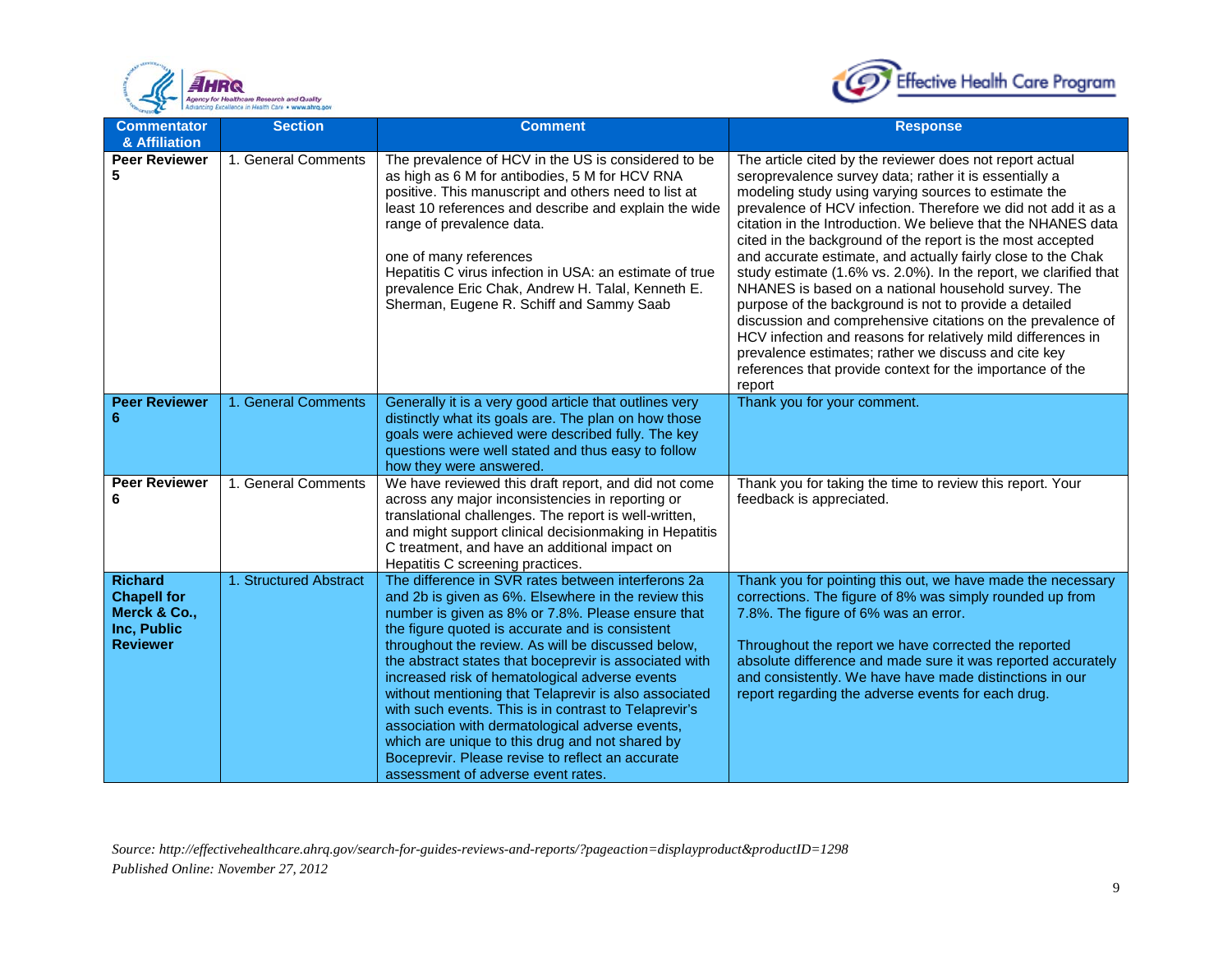| Commentator & Affiliation | Section | Comment | Response |
|---|---|---|---|
| **Peer Reviewer 5** | 1. General Comments | The prevalence of HCV in the US is considered to be as high as 6 M for antibodies, 5 M for HCV RNA positive. This manuscript and others need to list at least 10 references and describe and explain the wide range of prevalence data.<br><br>one of many references<br>Hepatitis C virus infection in USA: an estimate of true prevalence Eric Chak, Andrew H. Talal, Kenneth E. Sherman, Eugene R. Schiff and Sammy Saab | The article cited by the reviewer does not report actual seroprevalence survey data; rather it is essentially a modeling study using varying sources to estimate the prevalence of HCV infection. Therefore we did not add it as a citation in the Introduction. We believe that the NHANES data cited in the background of the report is the most accepted and accurate estimate, and actually fairly close to the Chak study estimate (1.6% vs. 2.0%). In the report, we clarified that NHANES is based on a national household survey. The purpose of the background is not to provide a detailed discussion and comprehensive citations on the prevalence of HCV infection and reasons for relatively mild differences in prevalence estimates; rather we discuss and cite key references that provide context for the importance of the report |
| **Peer Reviewer 6** | 1. General Comments | Generally it is a very good article that outlines very distinctly what its goals are. The plan on how those goals were achieved were described fully. The key questions were well stated and thus easy to follow how they were answered. | Thank you for your comment. |
| **Peer Reviewer 6** | 1. General Comments | We have reviewed this draft report, and did not come across any major inconsistencies in reporting or translational challenges. The report is well-written, and might support clinical decisionmaking in Hepatitis C treatment, and have an additional impact on Hepatitis C screening practices. | Thank you for taking the time to review this report. Your feedback is appreciated. |
| **Richard Chapell for Merck & Co., Inc, Public Reviewer** | 1. Structured Abstract | The difference in SVR rates between interferons 2a and 2b is given as 6%. Elsewhere in the review this number is given as 8% or 7.8%. Please ensure that the figure quoted is accurate and is consistent throughout the review. As will be discussed below, the abstract states that boceprevir is associated with increased risk of hematological adverse events without mentioning that Telaprevir is also associated with such events. This is in contrast to Telaprevir's association with dermatological adverse events, which are unique to this drug and not shared by Boceprevir. Please revise to reflect an accurate assessment of adverse event rates. | Thank you for pointing this out, we have made the necessary corrections. The figure of 8% was simply rounded up from 7.8%. The figure of 6% was an error.<br><br>Throughout the report we have corrected the reported absolute difference and made sure it was reported accurately and consistently. We have have made distinctions in our report regarding the adverse events for each drug. |

*Source: http://effectivehealthcare.ahrq.gov/search-for-guides-reviews-and-reports/?pageaction=displayproduct&productID=1298*
*Published Online: November 27, 2012*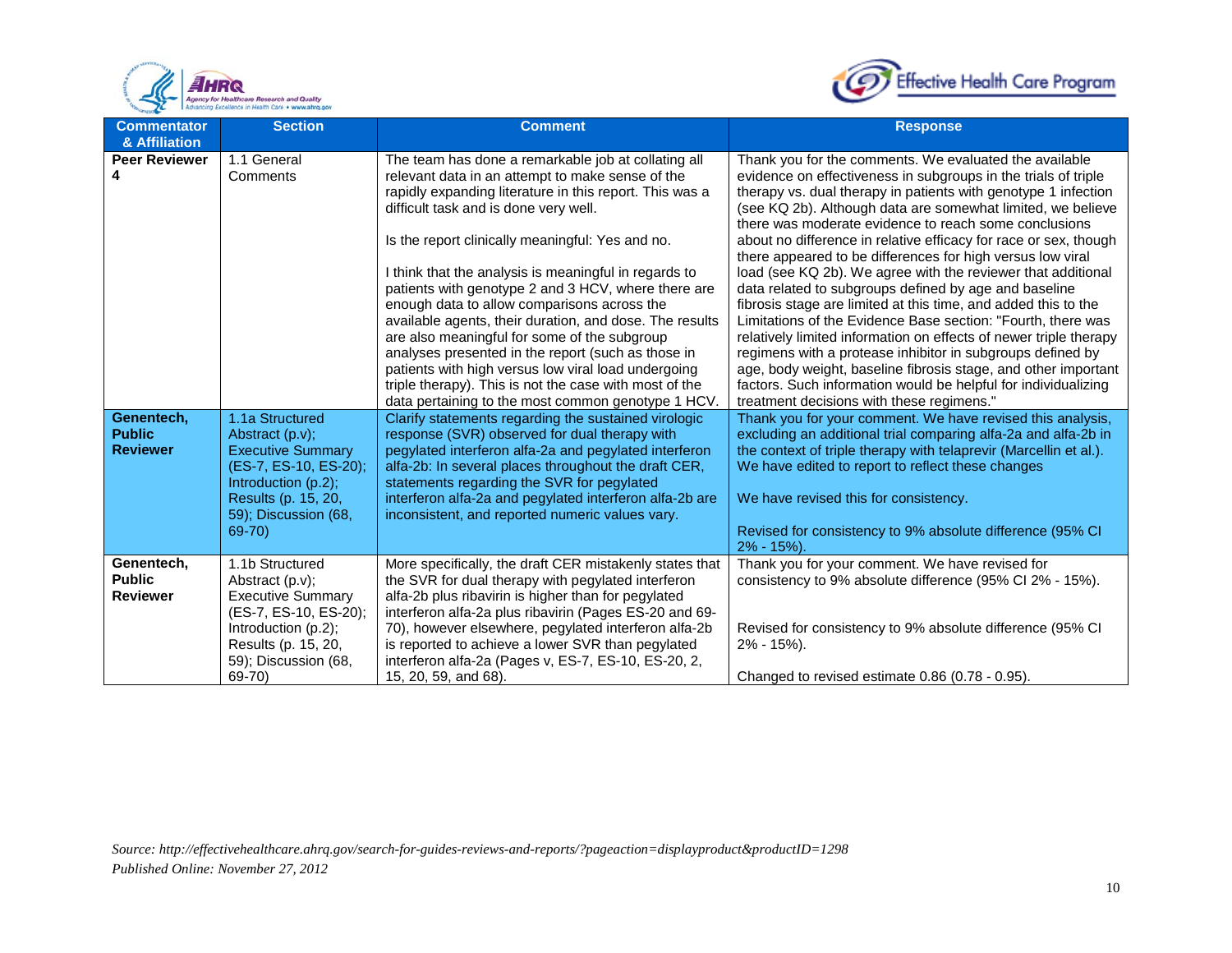| Commentator & Affiliation | Section | Comment | Response |
|---|---|---|---|
| **Peer Reviewer 4** | 1.1 General Comments | The team has done a remarkable job at collating all relevant data in an attempt to make sense of the rapidly expanding literature in this report. This was a difficult task and is done very well.<br><br>Is the report clinically meaningful: Yes and no.<br><br>I think that the analysis is meaningful in regards to patients with genotype 2 and 3 HCV, where there are enough data to allow comparisons across the available agents, their duration, and dose. The results are also meaningful for some of the subgroup analyses presented in the report (such as those in patients with high versus low viral load undergoing triple therapy). This is not the case with most of the data pertaining to the most common genotype 1 HCV. | Thank you for the comments. We evaluated the available evidence on effectiveness in subgroups in the trials of triple therapy vs. dual therapy in patients with genotype 1 infection (see KQ 2b). Although data are somewhat limited, we believe there was moderate evidence to reach some conclusions about no difference in relative efficacy for race or sex, though there appeared to be differences for high versus low viral load (see KQ 2b). We agree with the reviewer that additional data related to subgroups defined by age and baseline fibrosis stage are limited at this time, and added this to the Limitations of the Evidence Base section: "Fourth, there was relatively limited information on effects of newer triple therapy regimens with a protease inhibitor in subgroups defined by age, body weight, baseline fibrosis stage, and other important factors. Such information would be helpful for individualizing treatment decisions with these regimens." |
| **Genentech, Public Reviewer** | 1.1a Structured Abstract (p.v); Executive Summary (ES-7, ES-10, ES-20); Introduction (p.2); Results (p. 15, 20, 59); Discussion (68, 69-70) | Clarify statements regarding the sustained virologic response (SVR) observed for dual therapy with pegylated interferon alfa-2a and pegylated interferon alfa-2b: In several places throughout the draft CER, statements regarding the SVR for pegylated interferon alfa-2a and pegylated interferon alfa-2b are inconsistent, and reported numeric values vary. | Thank you for your comment. We have revised this analysis, excluding an additional trial comparing alfa-2a and alfa-2b in the context of triple therapy with telaprevir (Marcellin et al.). We have edited to report to reflect these changes<br><br>We have revised this for consistency.<br><br>Revised for consistency to 9% absolute difference (95% CI 2% - 15%). |
| **Genentech, Public Reviewer** | 1.1b Structured Abstract (p.v); Executive Summary (ES-7, ES-10, ES-20); Introduction (p.2); Results (p. 15, 20, 59); Discussion (68, 69-70) | More specifically, the draft CER mistakenly states that the SVR for dual therapy with pegylated interferon alfa-2b plus ribavirin is higher than for pegylated interferon alfa-2a plus ribavirin (Pages ES-20 and 69-70), however elsewhere, pegylated interferon alfa-2b is reported to achieve a lower SVR than pegylated interferon alfa-2a (Pages v, ES-7, ES-10, ES-20, 2, 15, 20, 59, and 68). | Thank you for your comment. We have revised for consistency to 9% absolute difference (95% CI 2% - 15%).<br><br>Revised for consistency to 9% absolute difference (95% CI 2% - 15%).<br><br>Changed to revised estimate 0.86 (0.78 - 0.95). |

*Source: http://effectivehealthcare.ahrq.gov/search-for-guides-reviews-and-reports/?pageaction=displayproduct&productID=1298*
*Published Online: November 27, 2012*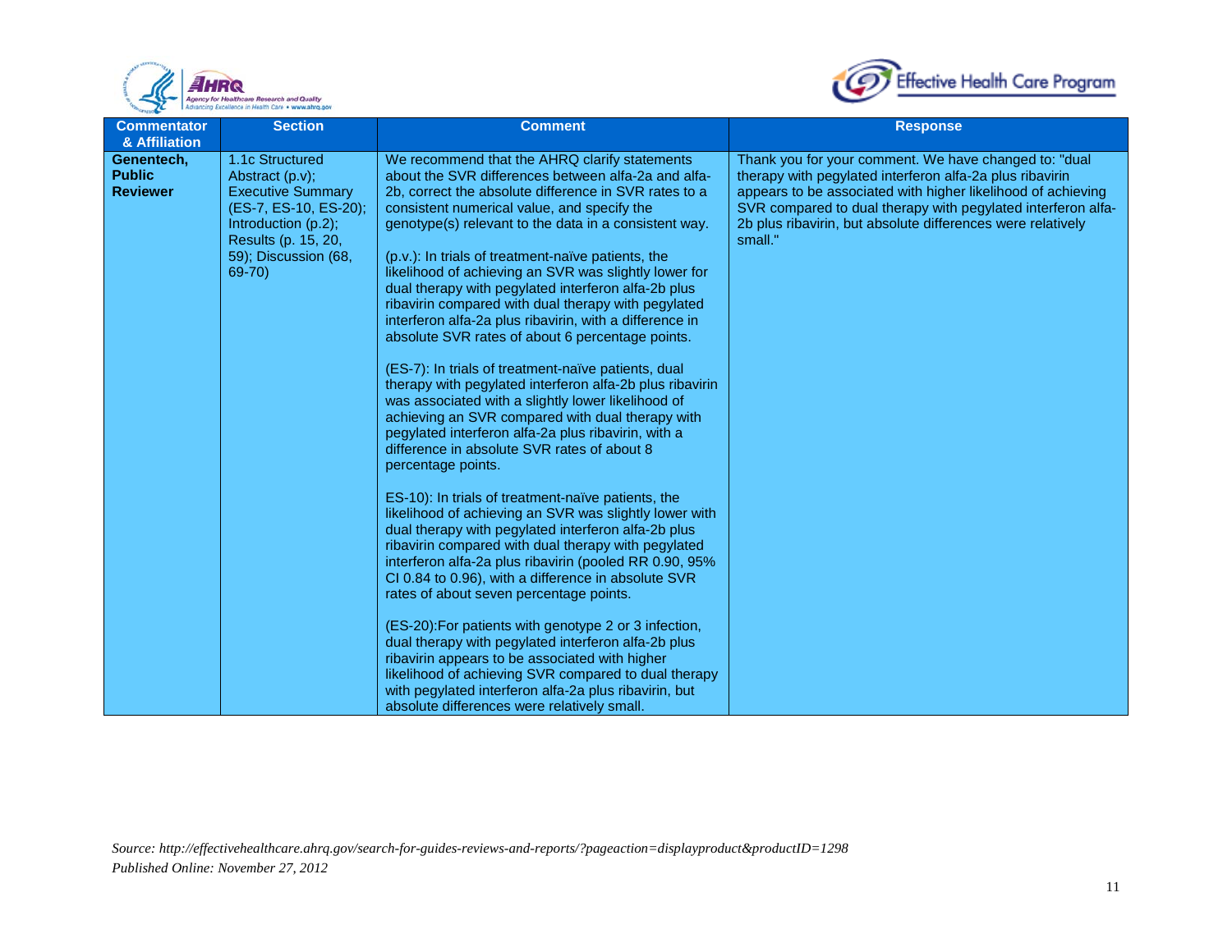| Commentator & Affiliation | Section | Comment | Response |
|---|---|---|---|
| **Genentech, Public Reviewer** | 1.1c Structured Abstract (p.v); Executive Summary (ES-7, ES-10, ES-20); Introduction (p.2); Results (p. 15, 20, 59); Discussion (68, 69-70) | We recommend that the AHRQ clarify statements about the SVR differences between alfa-2a and alfa-2b, correct the absolute difference in SVR rates to a consistent numerical value, and specify the genotype(s) relevant to the data in a consistent way.<br><br>(p.v.): In trials of treatment-naïve patients, the likelihood of achieving an SVR was slightly lower for dual therapy with pegylated interferon alfa-2b plus ribavirin compared with dual therapy with pegylated interferon alfa-2a plus ribavirin, with a difference in absolute SVR rates of about 6 percentage points.<br><br>(ES-7): In trials of treatment-naïve patients, dual therapy with pegylated interferon alfa-2b plus ribavirin was associated with a slightly lower likelihood of achieving an SVR compared with dual therapy with pegylated interferon alfa-2a plus ribavirin, with a difference in absolute SVR rates of about 8 percentage points.<br><br>ES-10): In trials of treatment-naïve patients, the likelihood of achieving an SVR was slightly lower with dual therapy with pegylated interferon alfa-2b plus ribavirin compared with dual therapy with pegylated interferon alfa-2a plus ribavirin (pooled RR 0.90, 95% CI 0.84 to 0.96), with a difference in absolute SVR rates of about seven percentage points.<br><br>(ES-20):For patients with genotype 2 or 3 infection, dual therapy with pegylated interferon alfa-2b plus ribavirin appears to be associated with higher likelihood of achieving SVR compared to dual therapy with pegylated interferon alfa-2a plus ribavirin, but absolute differences were relatively small. | Thank you for your comment. We have changed to: "dual therapy with pegylated interferon alfa-2a plus ribavirin appears to be associated with higher likelihood of achieving SVR compared to dual therapy with pegylated interferon alfa-2b plus ribavirin, but absolute differences were relatively small." |

*Source: http://effectivehealthcare.ahrq.gov/search-for-guides-reviews-and-reports/?pageaction=displayproduct&productID=1298*
*Published Online: November 27, 2012*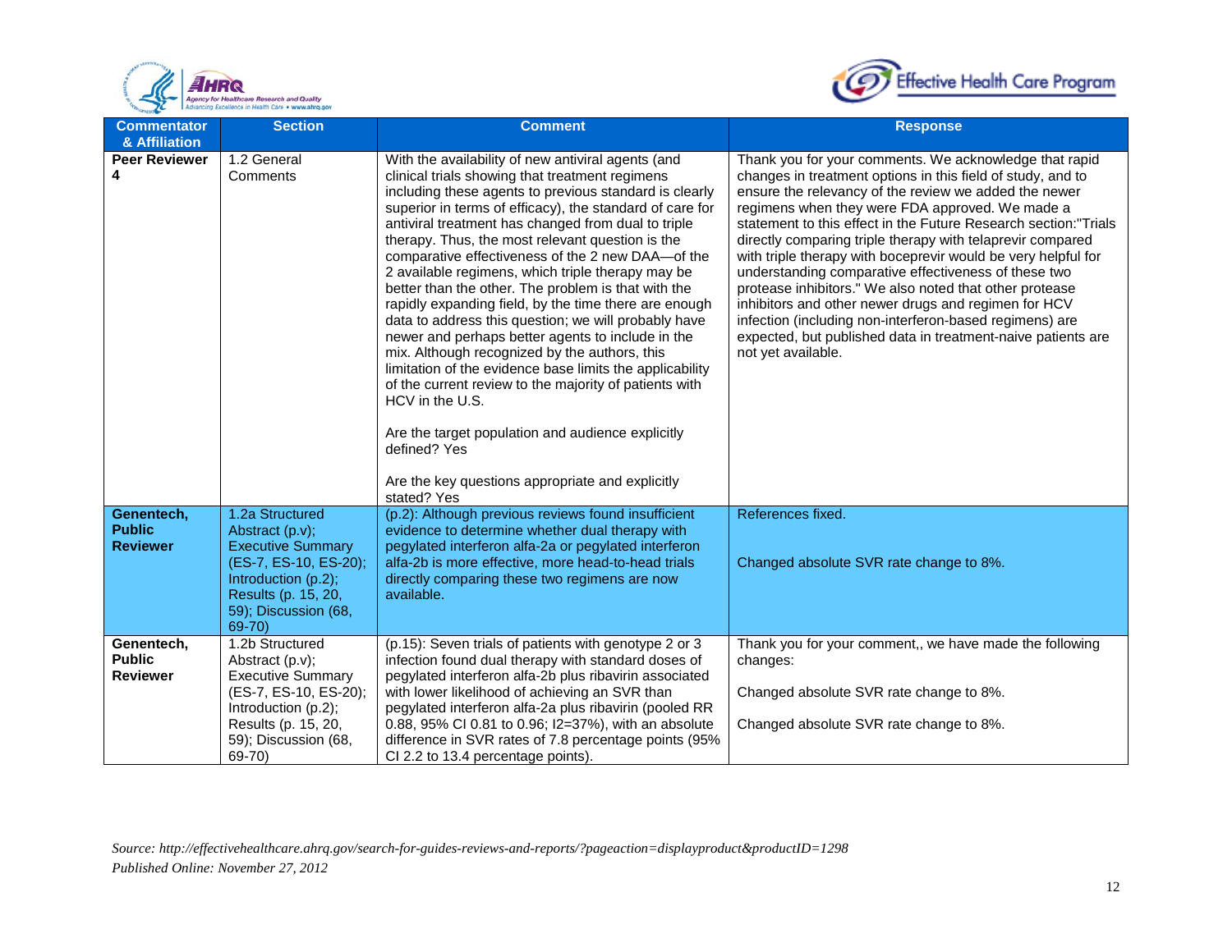| Commentator & Affiliation | Section | Comment | Response |
|---|---|---|---|
| **Peer Reviewer 4** | 1.2 General Comments | With the availability of new antiviral agents (and clinical trials showing that treatment regimens including these agents to previous standard is clearly superior in terms of efficacy), the standard of care for antiviral treatment has changed from dual to triple therapy. Thus, the most relevant question is the comparative effectiveness of the 2 new DAA—of the 2 available regimens, which triple therapy may be better than the other. The problem is that with the rapidly expanding field, by the time there are enough data to address this question; we will probably have newer and perhaps better agents to include in the mix. Although recognized by the authors, this limitation of the evidence base limits the applicability of the current review to the majority of patients with HCV in the U.S.<br><br>Are the target population and audience explicitly defined? Yes<br><br>Are the key questions appropriate and explicitly stated? Yes | Thank you for your comments. We acknowledge that rapid changes in treatment options in this field of study, and to ensure the relevancy of the review we added the newer regimens when they were FDA approved. We made a statement to this effect in the Future Research section:"Trials directly comparing triple therapy with telaprevir compared with triple therapy with boceprevir would be very helpful for understanding comparative effectiveness of these two protease inhibitors." We also noted that other protease inhibitors and other newer drugs and regimen for HCV infection (including non-interferon-based regimens) are expected, but published data in treatment-naive patients are not yet available. |
| **Genentech, Public Reviewer** | 1.2a Structured Abstract (p.v); Executive Summary (ES-7, ES-10, ES-20); Introduction (p.2); Results (p. 15, 20, 59); Discussion (68, 69-70) | (p.2): Although previous reviews found insufficient evidence to determine whether dual therapy with pegylated interferon alfa-2a or pegylated interferon alfa-2b is more effective, more head-to-head trials directly comparing these two regimens are now available. | References fixed.<br><br>Changed absolute SVR rate change to 8%. |
| **Genentech, Public Reviewer** | 1.2b Structured Abstract (p.v); Executive Summary (ES-7, ES-10, ES-20); Introduction (p.2); Results (p. 15, 20, 59); Discussion (68, 69-70) | (p.15): Seven trials of patients with genotype 2 or 3 infection found dual therapy with standard doses of pegylated interferon alfa-2b plus ribavirin associated with lower likelihood of achieving an SVR than pegylated interferon alfa-2a plus ribavirin (pooled RR 0.88, 95% CI 0.81 to 0.96; I2=37%), with an absolute difference in SVR rates of 7.8 percentage points (95% CI 2.2 to 13.4 percentage points). | Thank you for your comment,, we have made the following changes:<br><br>Changed absolute SVR rate change to 8%.<br><br>Changed absolute SVR rate change to 8%. |

*Source: http://effectivehealthcare.ahrq.gov/search-for-guides-reviews-and-reports/?pageaction=displayproduct&productID=1298*
*Published Online: November 27, 2012*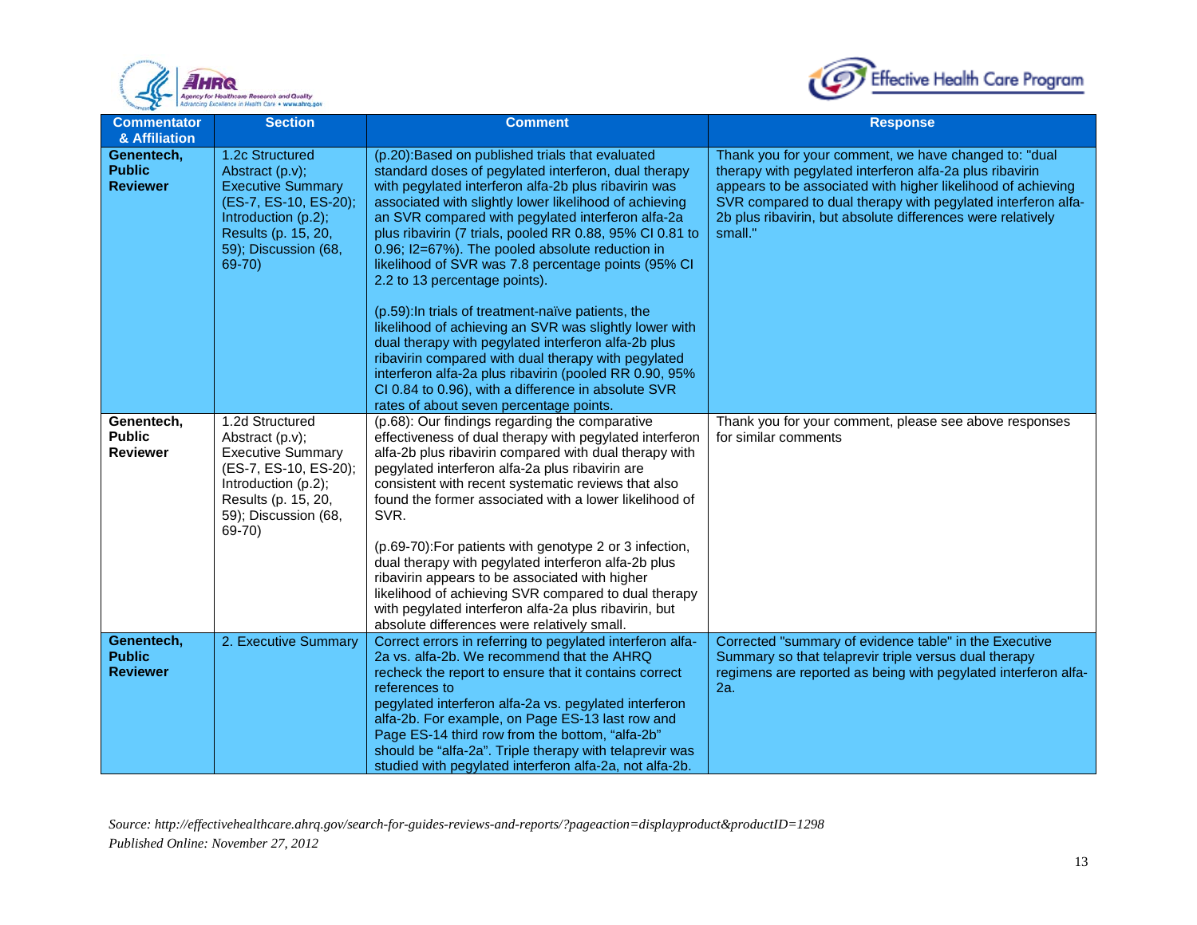| Commentator & Affiliation | Section | Comment | Response |
|---|---|---|---|
| **Genentech, Public Reviewer** | 1.2c Structured Abstract (p.v); Executive Summary (ES-7, ES-10, ES-20); Introduction (p.2); Results (p. 15, 20, 59); Discussion (68, 69-70) | (p.20):Based on published trials that evaluated standard doses of pegylated interferon, dual therapy with pegylated interferon alfa-2b plus ribavirin was associated with slightly lower likelihood of achieving an SVR compared with pegylated interferon alfa-2a plus ribavirin (7 trials, pooled RR 0.88, 95% CI 0.81 to 0.96; I2=67%). The pooled absolute reduction in likelihood of SVR was 7.8 percentage points (95% CI 2.2 to 13 percentage points).<br><br>(p.59):In trials of treatment-naïve patients, the likelihood of achieving an SVR was slightly lower with dual therapy with pegylated interferon alfa-2b plus ribavirin compared with dual therapy with pegylated interferon alfa-2a plus ribavirin (pooled RR 0.90, 95% CI 0.84 to 0.96), with a difference in absolute SVR rates of about seven percentage points. | Thank you for your comment, we have changed to: "dual therapy with pegylated interferon alfa-2a plus ribavirin appears to be associated with higher likelihood of achieving SVR compared to dual therapy with pegylated interferon alfa-2b plus ribavirin, but absolute differences were relatively small." |
| **Genentech, Public Reviewer** | 1.2d Structured Abstract (p.v); Executive Summary (ES-7, ES-10, ES-20); Introduction (p.2); Results (p. 15, 20, 59); Discussion (68, 69-70) | (p.68): Our findings regarding the comparative effectiveness of dual therapy with pegylated interferon alfa-2b plus ribavirin compared with dual therapy with pegylated interferon alfa-2a plus ribavirin are consistent with recent systematic reviews that also found the former associated with a lower likelihood of SVR.<br><br>(p.69-70):For patients with genotype 2 or 3 infection, dual therapy with pegylated interferon alfa-2b plus ribavirin appears to be associated with higher likelihood of achieving SVR compared to dual therapy with pegylated interferon alfa-2a plus ribavirin, but absolute differences were relatively small. | Thank you for your comment, please see above responses for similar comments |
| **Genentech, Public Reviewer** | 2. Executive Summary | Correct errors in referring to pegylated interferon alfa-2a vs. alfa-2b. We recommend that the AHRQ recheck the report to ensure that it contains correct references to pegylated interferon alfa-2a vs. pegylated interferon alfa-2b. For example, on Page ES-13 last row and Page ES-14 third row from the bottom, "alfa-2b" should be "alfa-2a". Triple therapy with telaprevir was studied with pegylated interferon alfa-2a, not alfa-2b. | Corrected "summary of evidence table" in the Executive Summary so that telaprevir triple versus dual therapy regimens are reported as being with pegylated interferon alfa-2a. |

*Source: http://effectivehealthcare.ahrq.gov/search-for-guides-reviews-and-reports/?pageaction=displayproduct&productID=1298*
*Published Online: November 27, 2012*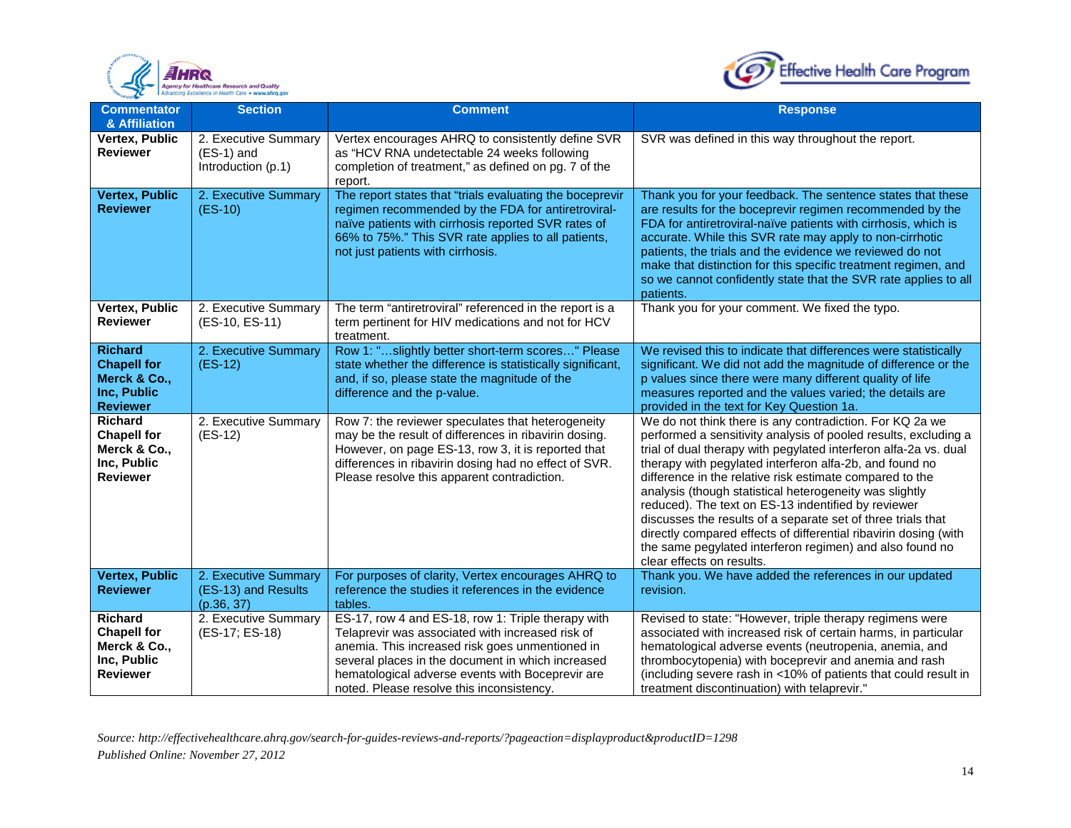| Commentator & Affiliation | Section | Comment | Response |
|---|---|---|---|
| **Vertex, Public Reviewer** | 2. Executive Summary (ES-1) and Introduction (p.1) | Vertex encourages AHRQ to consistently define SVR as "HCV RNA undetectable 24 weeks following completion of treatment," as defined on pg. 7 of the report. | SVR was defined in this way throughout the report. |
| **Vertex, Public Reviewer** | 2. Executive Summary (ES-10) | The report states that "trials evaluating the boceprevir regimen recommended by the FDA for antiretroviral-naïve patients with cirrhosis reported SVR rates of 66% to 75%." This SVR rate applies to all patients, not just patients with cirrhosis. | Thank you for your feedback. The sentence states that these are results for the boceprevir regimen recommended by the FDA for antiretroviral-naïve patients with cirrhosis, which is accurate. While this SVR rate may apply to non-cirrhotic patients, the trials and the evidence we reviewed do not make that distinction for this specific treatment regimen, and so we cannot confidently state that the SVR rate applies to all patients. |
| **Vertex, Public Reviewer** | 2. Executive Summary (ES-10, ES-11) | The term "antiretroviral" referenced in the report is a term pertinent for HIV medications and not for HCV treatment. | Thank you for your comment. We fixed the typo. |
| **Richard Chapell for Merck & Co., Inc, Public Reviewer** | 2. Executive Summary (ES-12) | Row 1: "…slightly better short-term scores…" Please state whether the difference is statistically significant, and, if so, please state the magnitude of the difference and the p-value. | We revised this to indicate that differences were statistically significant. We did not add the magnitude of difference or the p values since there were many different quality of life measures reported and the values varied; the details are provided in the text for Key Question 1a. |
| **Richard Chapell for Merck & Co., Inc, Public Reviewer** | 2. Executive Summary (ES-12) | Row 7: the reviewer speculates that heterogeneity may be the result of differences in ribavirin dosing. However, on page ES-13, row 3, it is reported that differences in ribavirin dosing had no effect of SVR. Please resolve this apparent contradiction. | We do not think there is any contradiction. For KQ 2a we performed a sensitivity analysis of pooled results, excluding a trial of dual therapy with pegylated interferon alfa-2a vs. dual therapy with pegylated interferon alfa-2b, and found no difference in the relative risk estimate compared to the analysis (though statistical heterogeneity was slightly reduced). The text on ES-13 indentified by reviewer discusses the results of a separate set of three trials that directly compared effects of differential ribavirin dosing (with the same pegylated interferon regimen) and also found no clear effects on results. |
| **Vertex, Public Reviewer** | 2. Executive Summary (ES-13) and Results (p.36, 37) | For purposes of clarity, Vertex encourages AHRQ to reference the studies it references in the evidence tables. | Thank you. We have added the references in our updated revision. |
| **Richard Chapell for Merck & Co., Inc, Public Reviewer** | 2. Executive Summary (ES-17; ES-18) | ES-17, row 4 and ES-18, row 1: Triple therapy with Telaprevir was associated with increased risk of anemia. This increased risk goes unmentioned in several places in the document in which increased hematological adverse events with Boceprevir are noted. Please resolve this inconsistency. | Revised to state: "However, triple therapy regimens were associated with increased risk of certain harms, in particular hematological adverse events (neutropenia, anemia, and thrombocytopenia) with boceprevir and anemia and rash (including severe rash in <10% of patients that could result in treatment discontinuation) with telaprevir." |

*Source: http://effectivehealthcare.ahrq.gov/search-for-guides-reviews-and-reports/?pageaction=displayproduct&productID=1298*
*Published Online: November 27, 2012*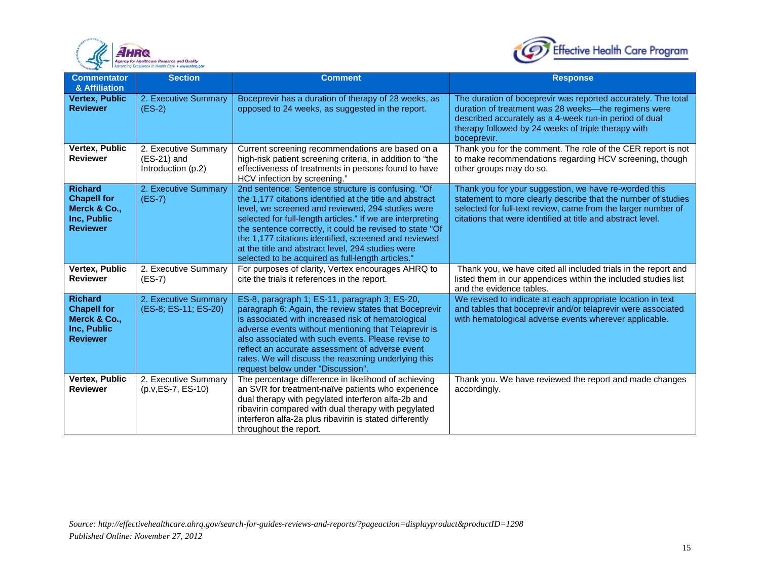| Commentator & Affiliation | Section | Comment | Response |
|---|---|---|---|
| **Vertex, Public Reviewer** | 2. Executive Summary (ES-2) | Boceprevir has a duration of therapy of 28 weeks, as opposed to 24 weeks, as suggested in the report. | The duration of boceprevir was reported accurately. The total duration of treatment was 28 weeks—the regimens were described accurately as a 4-week run-in period of dual therapy followed by 24 weeks of triple therapy with boceprevir. |
| **Vertex, Public Reviewer** | 2. Executive Summary (ES-21) and Introduction (p.2) | Current screening recommendations are based on a high-risk patient screening criteria, in addition to "the effectiveness of treatments in persons found to have HCV infection by screening." | Thank you for the comment. The role of the CER report is not to make recommendations regarding HCV screening, though other groups may do so. |
| **Richard Chapell for Merck & Co., Inc, Public Reviewer** | 2. Executive Summary (ES-7) | 2nd sentence: Sentence structure is confusing. "Of the 1,177 citations identified at the title and abstract level, we screened and reviewed, 294 studies were selected for full-length articles." If we are interpreting the sentence correctly, it could be revised to state "Of the 1,177 citations identified, screened and reviewed at the title and abstract level, 294 studies were selected to be acquired as full-length articles." | Thank you for your suggestion, we have re-worded this statement to more clearly describe that the number of studies selected for full-text review, came from the larger number of citations that were identified at title and abstract level. |
| **Vertex, Public Reviewer** | 2. Executive Summary (ES-7) | For purposes of clarity, Vertex encourages AHRQ to cite the trials it references in the report. | Thank you, we have cited all included trials in the report and listed them in our appendices within the included studies list and the evidence tables. |
| **Richard Chapell for Merck & Co., Inc, Public Reviewer** | 2. Executive Summary (ES-8; ES-11; ES-20) | ES-8, paragraph 1; ES-11, paragraph 3; ES-20, paragraph 6: Again, the review states that Boceprevir is associated with increased risk of hematological adverse events without mentioning that Telaprevir is also associated with such events. Please revise to reflect an accurate assessment of adverse event rates. We will discuss the reasoning underlying this request below under "Discussion". | We revised to indicate at each appropriate location in text and tables that boceprevir and/or telaprevir were associated with hematological adverse events wherever applicable. |
| **Vertex, Public Reviewer** | 2. Executive Summary (p.v,ES-7, ES-10) | The percentage difference in likelihood of achieving an SVR for treatment-naïve patients who experience dual therapy with pegylated interferon alfa-2b and ribavirin compared with dual therapy with pegylated interferon alfa-2a plus ribavirin is stated differently throughout the report. | Thank you. We have reviewed the report and made changes accordingly. |

*Source: http://effectivehealthcare.ahrq.gov/search-for-guides-reviews-and-reports/?pageaction=displayproduct&productID=1298*
*Published Online: November 27, 2012*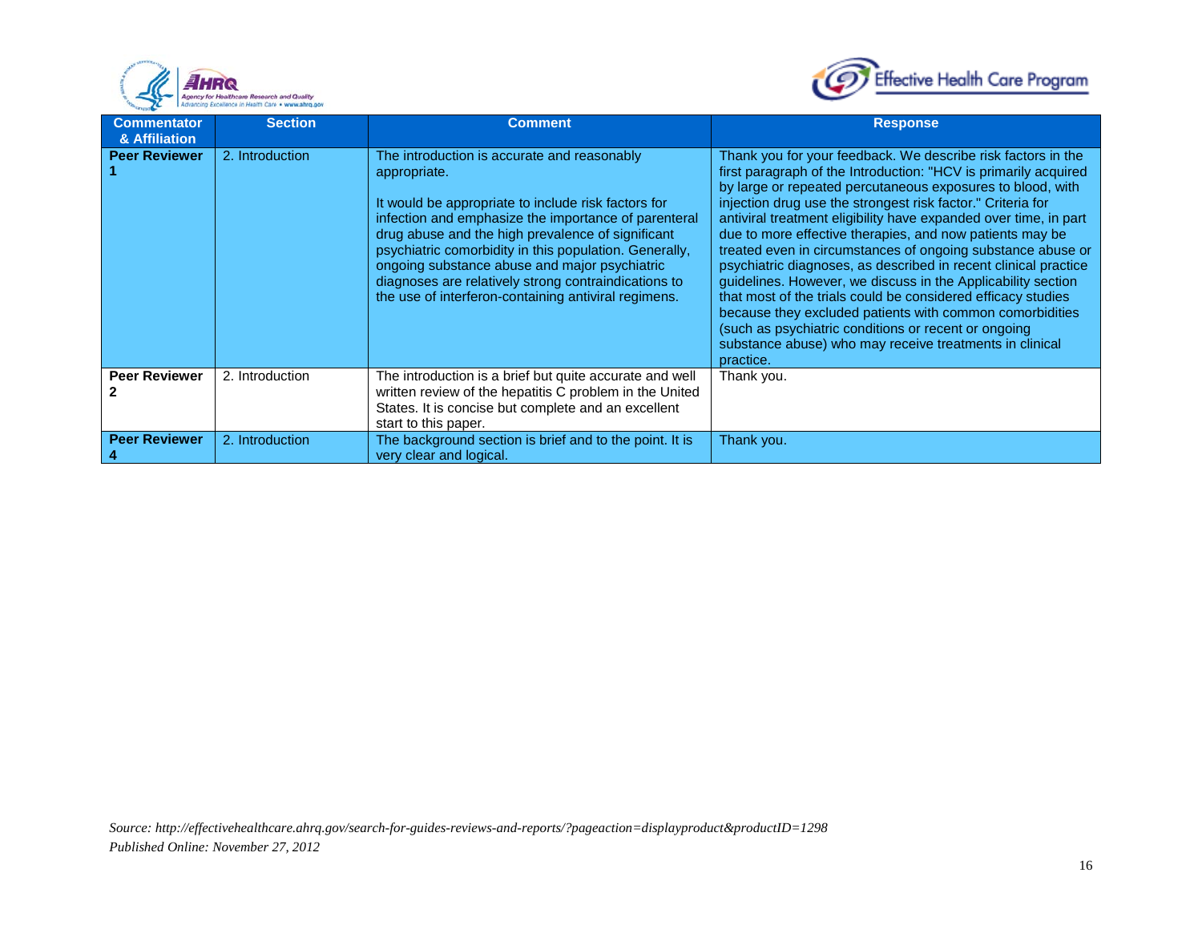| Commentator & Affiliation | Section | Comment | Response |
| --- | --- | --- | --- |
| **Peer Reviewer 1** | 2. Introduction | The introduction is accurate and reasonably appropriate.<br><br>It would be appropriate to include risk factors for infection and emphasize the importance of parenteral drug abuse and the high prevalence of significant psychiatric comorbidity in this population. Generally, ongoing substance abuse and major psychiatric diagnoses are relatively strong contraindications to the use of interferon-containing antiviral regimens. | Thank you for your feedback. We describe risk factors in the first paragraph of the Introduction: "HCV is primarily acquired by large or repeated percutaneous exposures to blood, with injection drug use the strongest risk factor." Criteria for antiviral treatment eligibility have expanded over time, in part due to more effective therapies, and now patients may be treated even in circumstances of ongoing substance abuse or psychiatric diagnoses, as described in recent clinical practice guidelines. However, we discuss in the Applicability section that most of the trials could be considered efficacy studies because they excluded patients with common comorbidities (such as psychiatric conditions or recent or ongoing substance abuse) who may receive treatments in clinical practice. |
| **Peer Reviewer 2** | 2. Introduction | The introduction is a brief but quite accurate and well written review of the hepatitis C problem in the United States. It is concise but complete and an excellent start to this paper. | Thank you. |
| **Peer Reviewer 4** | 2. Introduction | The background section is brief and to the point. It is very clear and logical. | Thank you. |

*Source: http://effectivehealthcare.ahrq.gov/search-for-guides-reviews-and-reports/?pageaction=displayproduct&productID=1298*
*Published Online: November 27, 2012*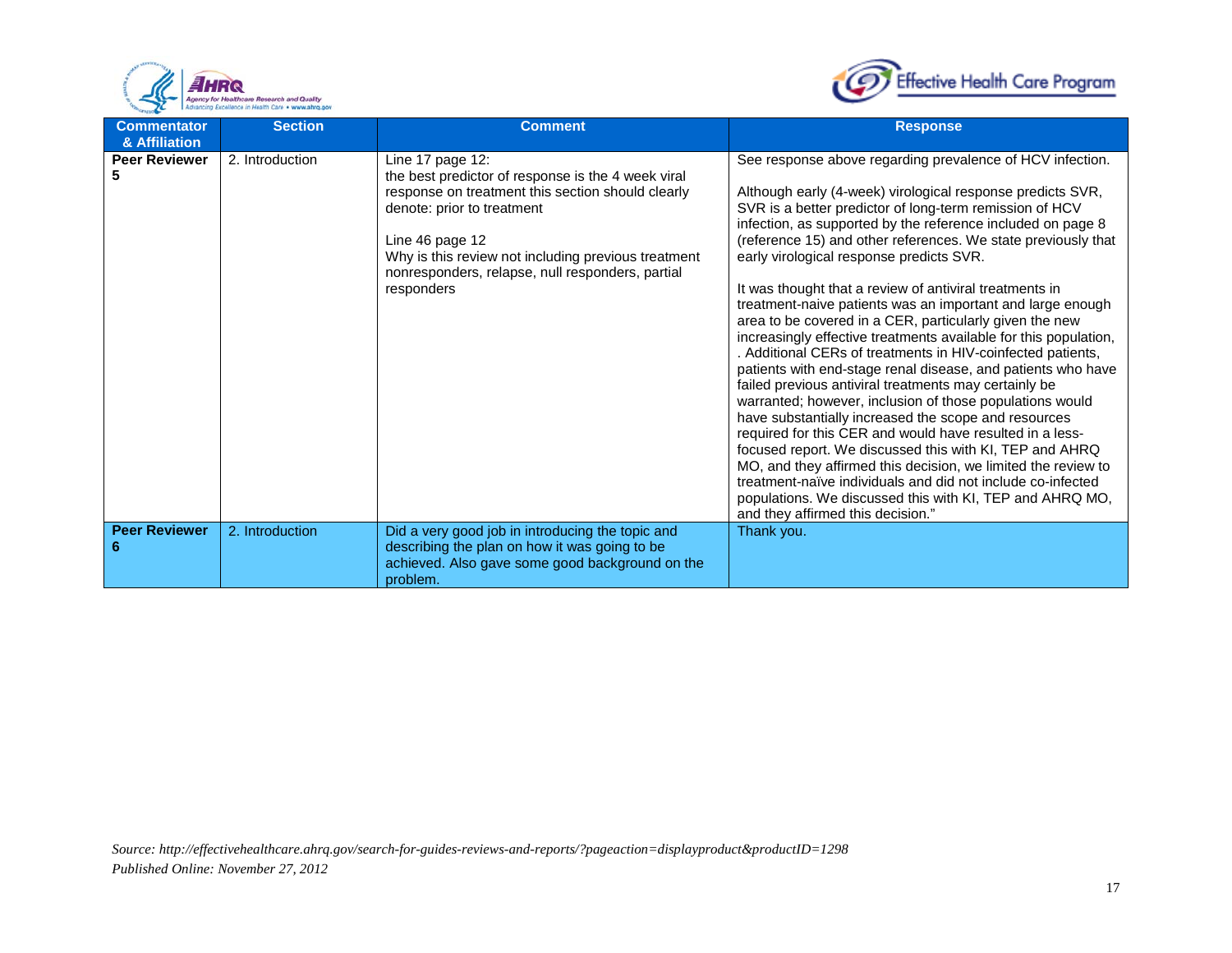| Commentator & Affiliation | Section | Comment | Response |
|---|---|---|---|
| **Peer Reviewer 5** | 2. Introduction | Line 17 page 12:<br>the best predictor of response is the 4 week viral response on treatment this section should clearly denote: prior to treatment<br><br>Line 46 page 12<br>Why is this review not including previous treatment nonresponders, relapse, null responders, partial responders | See response above regarding prevalence of HCV infection.<br><br>Although early (4-week) virological response predicts SVR, SVR is a better predictor of long-term remission of HCV infection, as supported by the reference included on page 8 (reference 15) and other references. We state previously that early virological response predicts SVR.<br><br>It was thought that a review of antiviral treatments in treatment-naive patients was an important and large enough area to be covered in a CER, particularly given the new increasingly effective treatments available for this population, . Additional CERs of treatments in HIV-coinfected patients, patients with end-stage renal disease, and patients who have failed previous antiviral treatments may certainly be warranted; however, inclusion of those populations would have substantially increased the scope and resources required for this CER and would have resulted in a less-focused report. We discussed this with KI, TEP and AHRQ MO, and they affirmed this decision, we limited the review to treatment-naïve individuals and did not include co-infected populations. We discussed this with KI, TEP and AHRQ MO, and they affirmed this decision." |
| **Peer Reviewer 6** | 2. Introduction | Did a very good job in introducing the topic and describing the plan on how it was going to be achieved. Also gave some good background on the problem. | Thank you. |

*Source: http://effectivehealthcare.ahrq.gov/search-for-guides-reviews-and-reports/?pageaction=displayproduct&productID=1298*
*Published Online: November 27, 2012*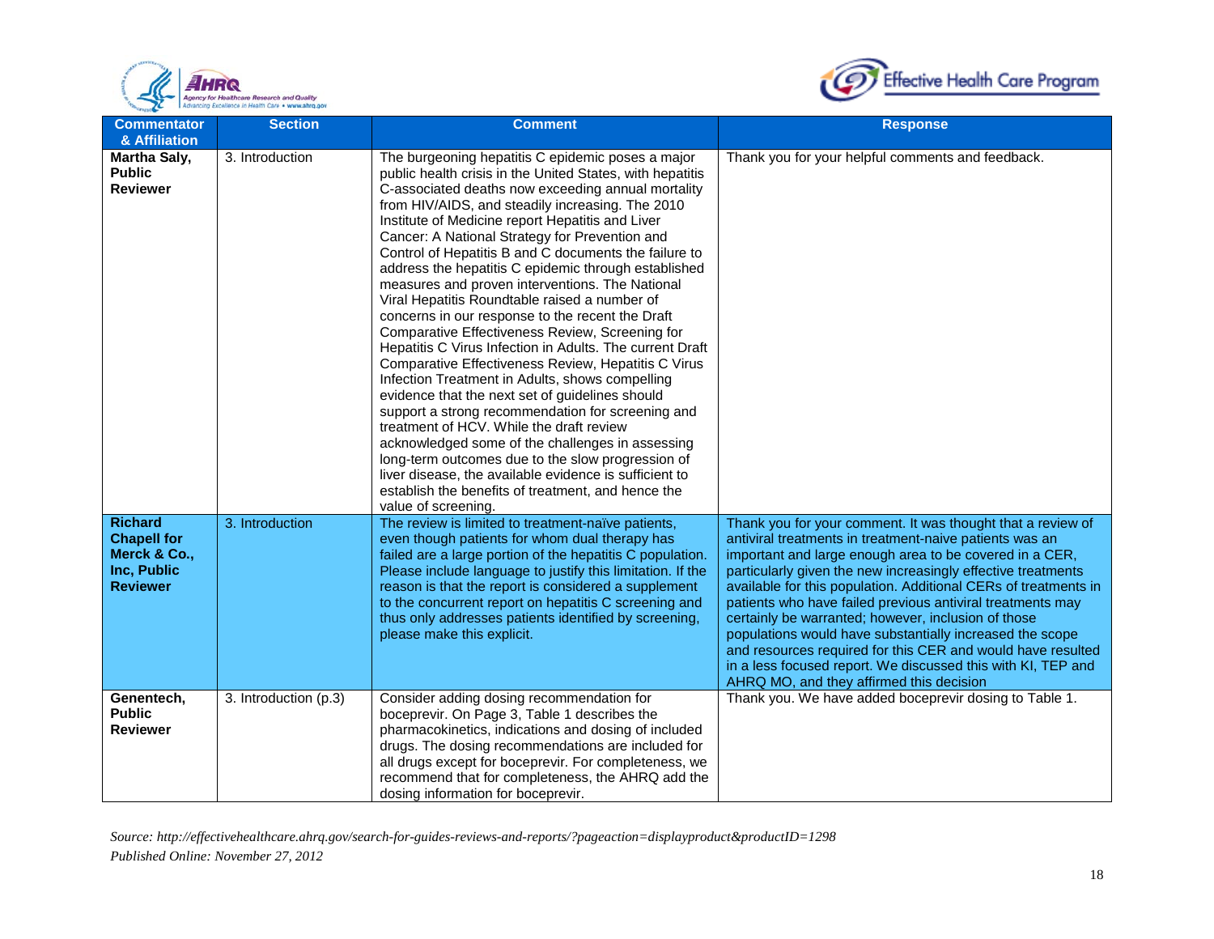| Commentator & Affiliation | Section | Comment | Response |
|---|---|---|---|
| **Martha Saly, Public Reviewer** | 3. Introduction | The burgeoning hepatitis C epidemic poses a major public health crisis in the United States, with hepatitis C-associated deaths now exceeding annual mortality from HIV/AIDS, and steadily increasing. The 2010 Institute of Medicine report Hepatitis and Liver Cancer: A National Strategy for Prevention and Control of Hepatitis B and C documents the failure to address the hepatitis C epidemic through established measures and proven interventions. The National Viral Hepatitis Roundtable raised a number of concerns in our response to the recent the Draft Comparative Effectiveness Review, Screening for Hepatitis C Virus Infection in Adults. The current Draft Comparative Effectiveness Review, Hepatitis C Virus Infection Treatment in Adults, shows compelling evidence that the next set of guidelines should support a strong recommendation for screening and treatment of HCV. While the draft review acknowledged some of the challenges in assessing long-term outcomes due to the slow progression of liver disease, the available evidence is sufficient to establish the benefits of treatment, and hence the value of screening. | Thank you for your helpful comments and feedback. |
| **Richard Chapell for Merck & Co., Inc, Public Reviewer** | 3. Introduction | The review is limited to treatment-naïve patients, even though patients for whom dual therapy has failed are a large portion of the hepatitis C population. Please include language to justify this limitation. If the reason is that the report is considered a supplement to the concurrent report on hepatitis C screening and thus only addresses patients identified by screening, please make this explicit. | Thank you for your comment. It was thought that a review of antiviral treatments in treatment-naive patients was an important and large enough area to be covered in a CER, particularly given the new increasingly effective treatments available for this population. Additional CERs of treatments in patients who have failed previous antiviral treatments may certainly be warranted; however, inclusion of those populations would have substantially increased the scope and resources required for this CER and would have resulted in a less focused report. We discussed this with KI, TEP and AHRQ MO, and they affirmed this decision |
| **Genentech, Public Reviewer** | 3. Introduction (p.3) | Consider adding dosing recommendation for boceprevir. On Page 3, Table 1 describes the pharmacokinetics, indications and dosing of included drugs. The dosing recommendations are included for all drugs except for boceprevir. For completeness, we recommend that for completeness, the AHRQ add the dosing information for boceprevir. | Thank you. We have added boceprevir dosing to Table 1. |

*Source: http://effectivehealthcare.ahrq.gov/search-for-guides-reviews-and-reports/?pageaction=displayproduct&productID=1298*
*Published Online: November 27, 2012*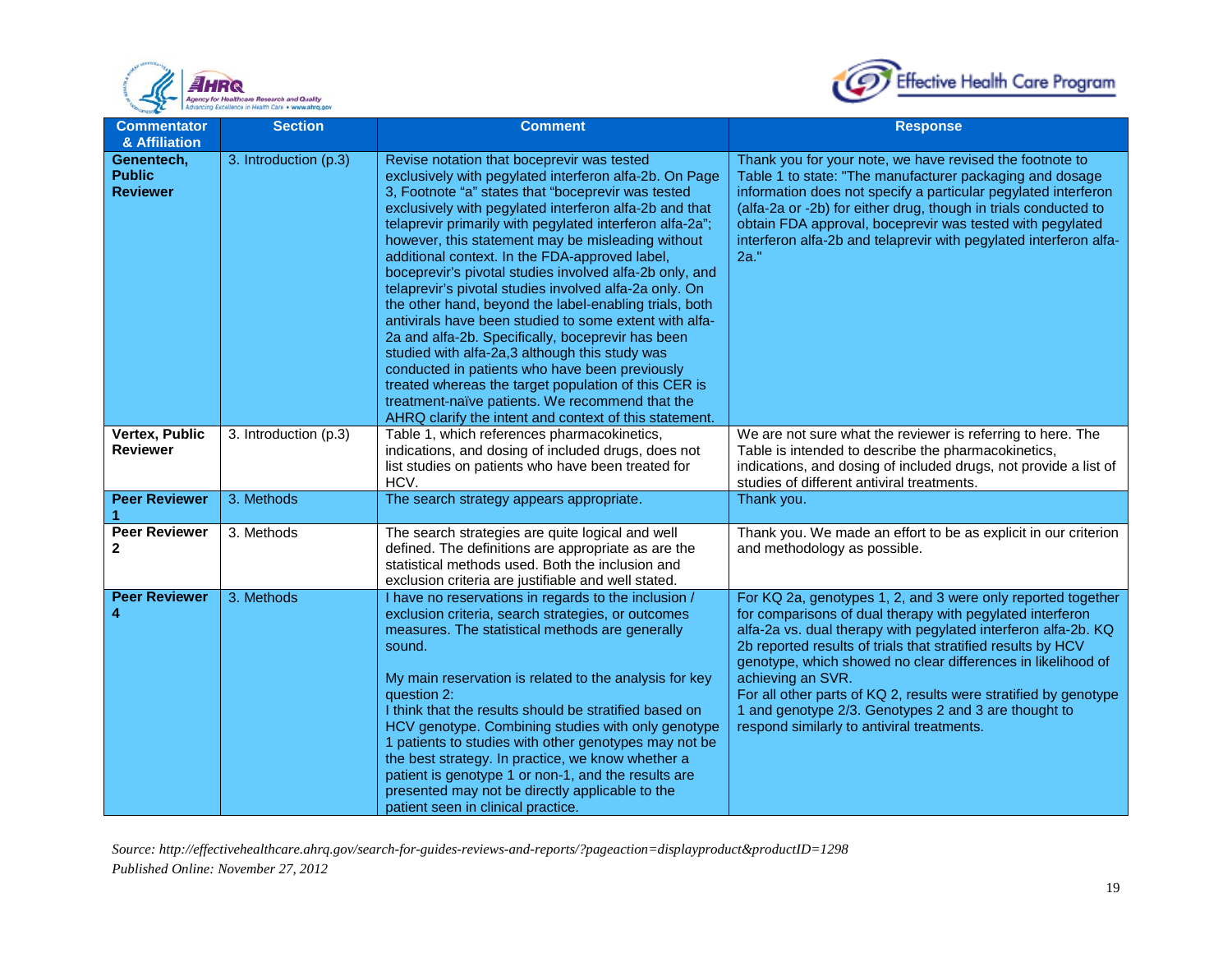| Commentator & Affiliation | Section | Comment | Response |
|---|---|---|---|
| **Genentech, Public Reviewer** | 3. Introduction (p.3) | Revise notation that boceprevir was tested exclusively with pegylated interferon alfa-2b. On Page 3, Footnote "a" states that "boceprevir was tested exclusively with pegylated interferon alfa-2b and that telaprevir primarily with pegylated interferon alfa-2a"; however, this statement may be misleading without additional context. In the FDA-approved label, boceprevir's pivotal studies involved alfa-2b only, and telaprevir's pivotal studies involved alfa-2a only. On the other hand, beyond the label-enabling trials, both antivirals have been studied to some extent with alfa-2a and alfa-2b. Specifically, boceprevir has been studied with alfa-2a,3 although this study was conducted in patients who have been previously treated whereas the target population of this CER is treatment-naïve patients. We recommend that the AHRQ clarify the intent and context of this statement. | Thank you for your note, we have revised the footnote to Table 1 to state: "The manufacturer packaging and dosage information does not specify a particular pegylated interferon (alfa-2a or -2b) for either drug, though in trials conducted to obtain FDA approval, boceprevir was tested with pegylated interferon alfa-2b and telaprevir with pegylated interferon alfa-2a." |
| **Vertex, Public Reviewer** | 3. Introduction (p.3) | Table 1, which references pharmacokinetics, indications, and dosing of included drugs, does not list studies on patients who have been treated for HCV. | We are not sure what the reviewer is referring to here. The Table is intended to describe the pharmacokinetics, indications, and dosing of included drugs, not provide a list of studies of different antiviral treatments. |
| **Peer Reviewer 1** | 3. Methods | The search strategy appears appropriate. | Thank you. |
| **Peer Reviewer 2** | 3. Methods | The search strategies are quite logical and well defined. The definitions are appropriate as are the statistical methods used. Both the inclusion and exclusion criteria are justifiable and well stated. | Thank you. We made an effort to be as explicit in our criterion and methodology as possible. |
| **Peer Reviewer 4** | 3. Methods | I have no reservations in regards to the inclusion / exclusion criteria, search strategies, or outcomes measures. The statistical methods are generally sound.<br><br>My main reservation is related to the analysis for key question 2:<br>I think that the results should be stratified based on HCV genotype. Combining studies with only genotype 1 patients to studies with other genotypes may not be the best strategy. In practice, we know whether a patient is genotype 1 or non-1, and the results are presented may not be directly applicable to the patient seen in clinical practice. | For KQ 2a, genotypes 1, 2, and 3 were only reported together for comparisons of dual therapy with pegylated interferon alfa-2a vs. dual therapy with pegylated interferon alfa-2b. KQ 2b reported results of trials that stratified results by HCV genotype, which showed no clear differences in likelihood of achieving an SVR.<br>For all other parts of KQ 2, results were stratified by genotype 1 and genotype 2/3. Genotypes 2 and 3 are thought to respond similarly to antiviral treatments. |

*Source: http://effectivehealthcare.ahrq.gov/search-for-guides-reviews-and-reports/?pageaction=displayproduct&productID=1298*
*Published Online: November 27, 2012*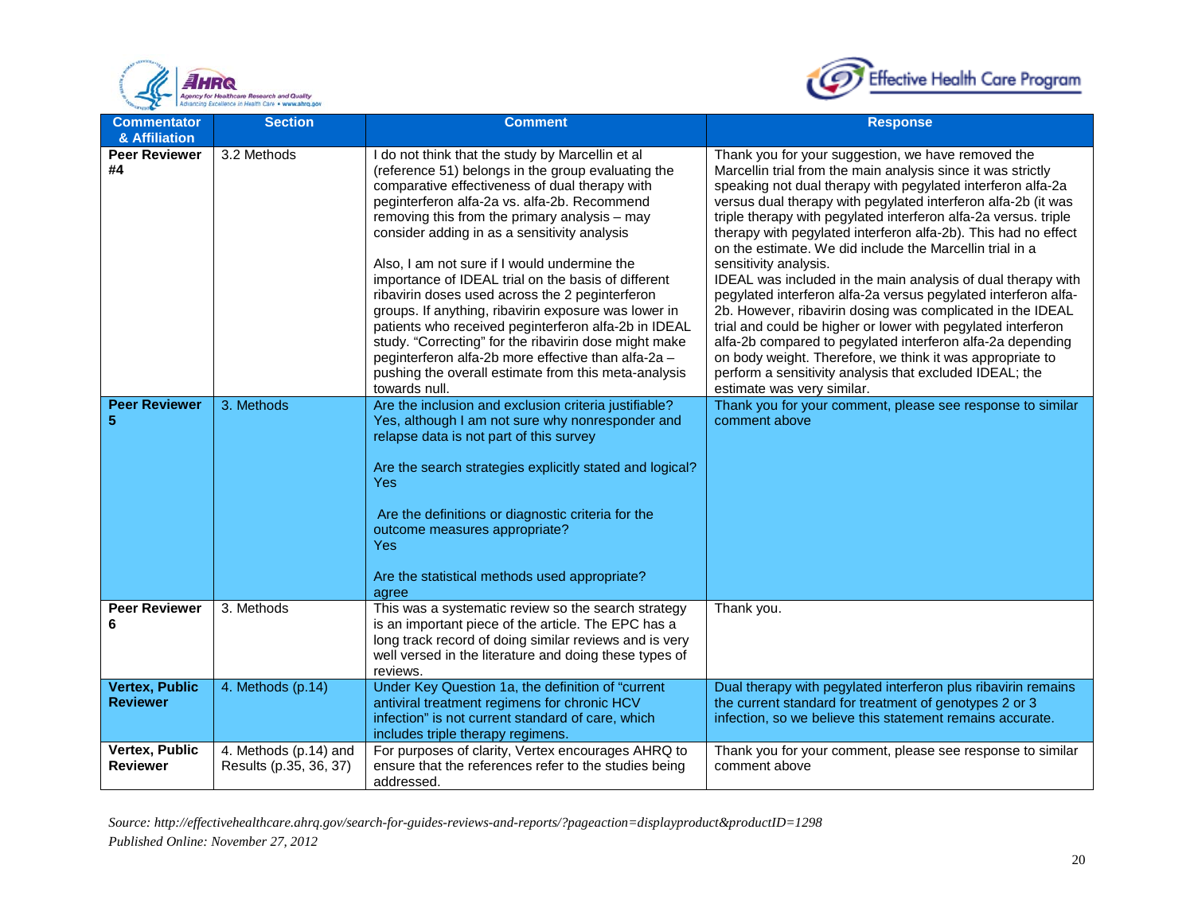| Commentator & Affiliation | Section | Comment | Response |
|---|---|---|---|
| **Peer Reviewer #4** | 3.2 Methods | I do not think that the study by Marcellin et al (reference 51) belongs in the group evaluating the comparative effectiveness of dual therapy with peginterferon alfa-2a vs. alfa-2b. Recommend removing this from the primary analysis – may consider adding in as a sensitivity analysis<br><br>Also, I am not sure if I would undermine the importance of IDEAL trial on the basis of different ribavirin doses used across the 2 peginterferon groups. If anything, ribavirin exposure was lower in patients who received peginterferon alfa-2b in IDEAL study. "Correcting" for the ribavirin dose might make peginterferon alfa-2b more effective than alfa-2a – pushing the overall estimate from this meta-analysis towards null. | Thank you for your suggestion, we have removed the Marcellin trial from the main analysis since it was strictly speaking not dual therapy with pegylated interferon alfa-2a versus dual therapy with pegylated interferon alfa-2b (it was triple therapy with pegylated interferon alfa-2a versus. triple therapy with pegylated interferon alfa-2b). This had no effect on the estimate. We did include the Marcellin trial in a sensitivity analysis.<br>IDEAL was included in the main analysis of dual therapy with pegylated interferon alfa-2a versus pegylated interferon alfa-2b. However, ribavirin dosing was complicated in the IDEAL trial and could be higher or lower with pegylated interferon alfa-2b compared to pegylated interferon alfa-2a depending on body weight. Therefore, we think it was appropriate to perform a sensitivity analysis that excluded IDEAL; the estimate was very similar. |
| **Peer Reviewer 5** | 3. Methods | Are the inclusion and exclusion criteria justifiable? Yes, although I am not sure why nonresponder and relapse data is not part of this survey<br><br>Are the search strategies explicitly stated and logical? Yes<br><br>Are the definitions or diagnostic criteria for the outcome measures appropriate?<br>Yes<br><br>Are the statistical methods used appropriate?<br>agree | Thank you for your comment, please see response to similar comment above |
| **Peer Reviewer 6** | 3. Methods | This was a systematic review so the search strategy is an important piece of the article. The EPC has a long track record of doing similar reviews and is very well versed in the literature and doing these types of reviews. | Thank you. |
| **Vertex, Public Reviewer** | 4. Methods (p.14) | Under Key Question 1a, the definition of "current antiviral treatment regimens for chronic HCV infection" is not current standard of care, which includes triple therapy regimens. | Dual therapy with pegylated interferon plus ribavirin remains the current standard for treatment of genotypes 2 or 3 infection, so we believe this statement remains accurate. |
| **Vertex, Public Reviewer** | 4. Methods (p.14) and Results (p.35, 36, 37) | For purposes of clarity, Vertex encourages AHRQ to ensure that the references refer to the studies being addressed. | Thank you for your comment, please see response to similar comment above |

*Source: http://effectivehealthcare.ahrq.gov/search-for-guides-reviews-and-reports/?pageaction=displayproduct&productID=1298*
*Published Online: November 27, 2012*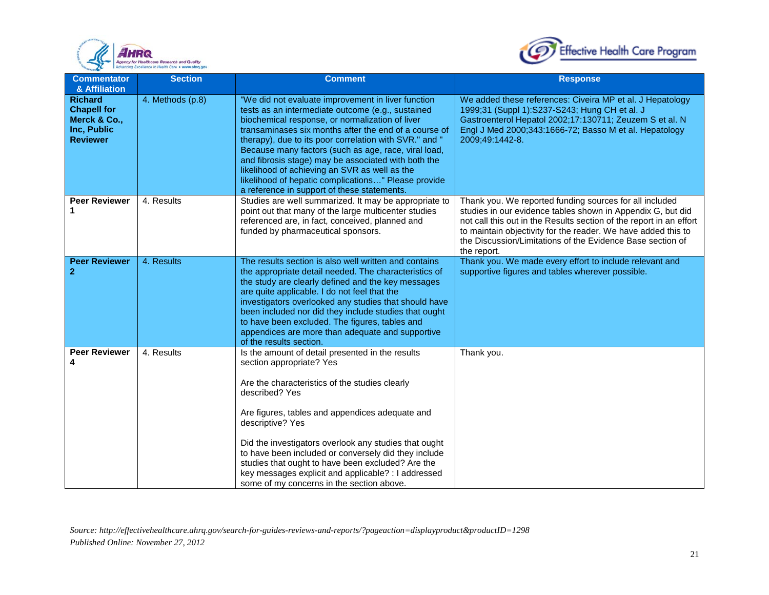| Commentator & Affiliation | Section | Comment | Response |
|---|---|---|---|
| **Richard Chapell for Merck & Co., Inc, Public Reviewer** | 4. Methods (p.8) | "We did not evaluate improvement in liver function tests as an intermediate outcome (e.g., sustained biochemical response, or normalization of liver transaminases six months after the end of a course of therapy), due to its poor correlation with SVR." and " Because many factors (such as age, race, viral load, and fibrosis stage) may be associated with both the likelihood of achieving an SVR as well as the likelihood of hepatic complications…" Please provide a reference in support of these statements. | We added these references: Civeira MP et al. J Hepatology 1999;31 (Suppl 1):S237-S243; Hung CH et al. J Gastroenterol Hepatol 2002;17:130711; Zeuzem S et al. N Engl J Med 2000;343:1666-72; Basso M et al. Hepatology 2009;49:1442-8. |
| **Peer Reviewer 1** | 4. Results | Studies are well summarized. It may be appropriate to point out that many of the large multicenter studies referenced are, in fact, conceived, planned and funded by pharmaceutical sponsors. | Thank you. We reported funding sources for all included studies in our evidence tables shown in Appendix G, but did not call this out in the Results section of the report in an effort to maintain objectivity for the reader. We have added this to the Discussion/Limitations of the Evidence Base section of the report. |
| **Peer Reviewer 2** | 4. Results | The results section is also well written and contains the appropriate detail needed. The characteristics of the study are clearly defined and the key messages are quite applicable. I do not feel that the investigators overlooked any studies that should have been included nor did they include studies that ought to have been excluded. The figures, tables and appendices are more than adequate and supportive of the results section. | Thank you. We made every effort to include relevant and supportive figures and tables wherever possible. |
| **Peer Reviewer 4** | 4. Results | Is the amount of detail presented in the results section appropriate? Yes<br><br>Are the characteristics of the studies clearly described? Yes<br><br>Are figures, tables and appendices adequate and descriptive? Yes<br><br>Did the investigators overlook any studies that ought to have been included or conversely did they include studies that ought to have been excluded? Are the key messages explicit and applicable? : I addressed some of my concerns in the section above. | Thank you. |

*Source: http://effectivehealthcare.ahrq.gov/search-for-guides-reviews-and-reports/?pageaction=displayproduct&productID=1298*
*Published Online: November 27, 2012*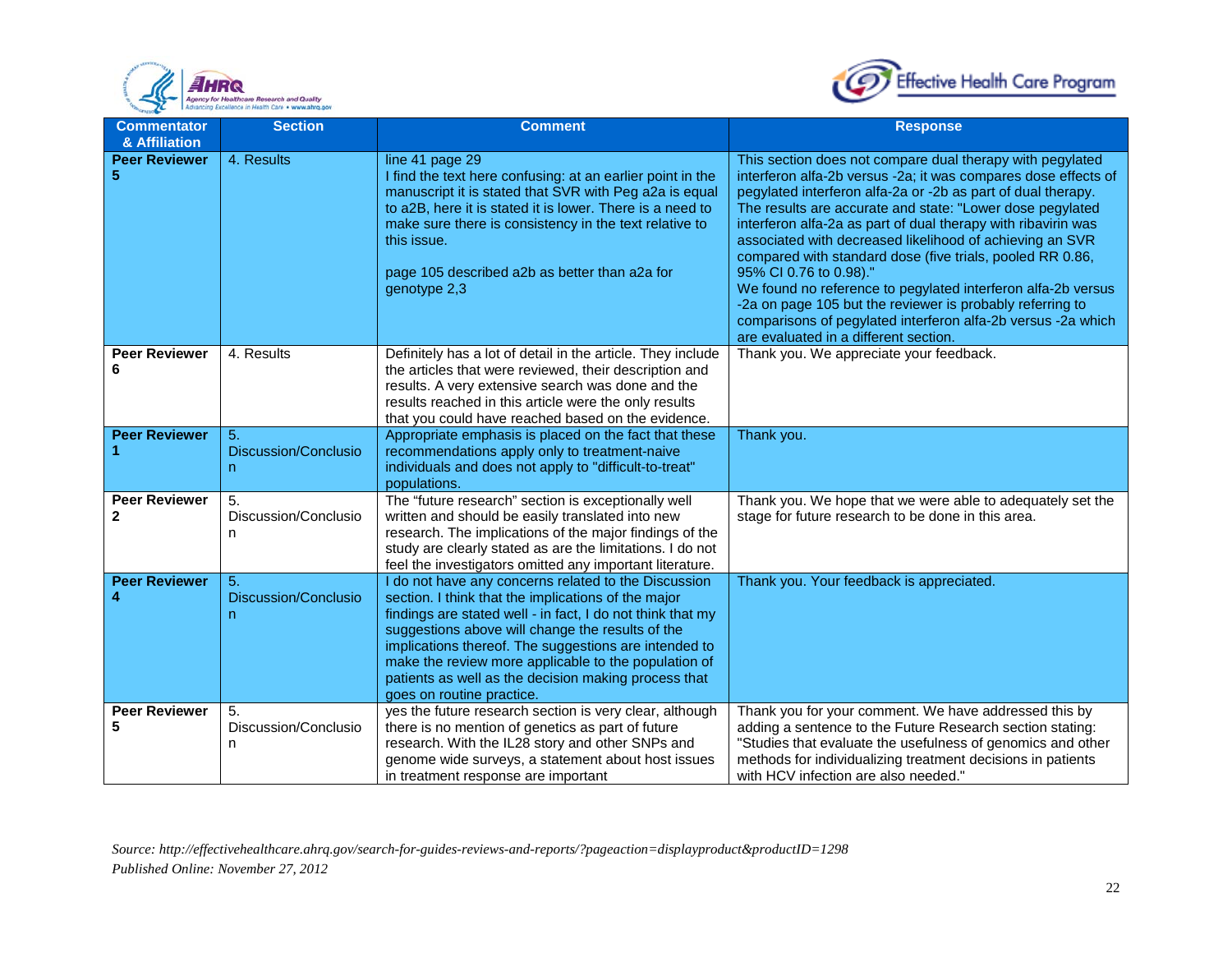| Commentator & Affiliation | Section | Comment | Response |
| --- | --- | --- | --- |
| **Peer Reviewer 5** | 4. Results | line 41 page 29<br>I find the text here confusing: at an earlier point in the manuscript it is stated that SVR with Peg a2a is equal to a2B, here it is stated it is lower. There is a need to make sure there is consistency in the text relative to this issue.<br><br>page 105 described a2b as better than a2a for genotype 2,3 | This section does not compare dual therapy with pegylated interferon alfa-2b versus -2a; it was compares dose effects of pegylated interferon alfa-2a or -2b as part of dual therapy. The results are accurate and state: "Lower dose pegylated interferon alfa-2a as part of dual therapy with ribavirin was associated with decreased likelihood of achieving an SVR compared with standard dose (five trials, pooled RR 0.86, 95% CI 0.76 to 0.98)."<br>We found no reference to pegylated interferon alfa-2b versus -2a on page 105 but the reviewer is probably referring to comparisons of pegylated interferon alfa-2b versus -2a which are evaluated in a different section. |
| **Peer Reviewer 6** | 4. Results | Definitely has a lot of detail in the article. They include the articles that were reviewed, their description and results. A very extensive search was done and the results reached in this article were the only results that you could have reached based on the evidence. | Thank you. We appreciate your feedback. |
| **Peer Reviewer 1** | 5. Discussion/Conclusion | Appropriate emphasis is placed on the fact that these recommendations apply only to treatment-naive individuals and does not apply to "difficult-to-treat" populations. | Thank you. |
| **Peer Reviewer 2** | 5. Discussion/Conclusion | The "future research" section is exceptionally well written and should be easily translated into new research. The implications of the major findings of the study are clearly stated as are the limitations. I do not feel the investigators omitted any important literature. | Thank you. We hope that we were able to adequately set the stage for future research to be done in this area. |
| **Peer Reviewer 4** | 5. Discussion/Conclusion | I do not have any concerns related to the Discussion section. I think that the implications of the major findings are stated well - in fact, I do not think that my suggestions above will change the results of the implications thereof. The suggestions are intended to make the review more applicable to the population of patients as well as the decision making process that goes on routine practice. | Thank you. Your feedback is appreciated. |
| **Peer Reviewer 5** | 5. Discussion/Conclusion | yes the future research section is very clear, although there is no mention of genetics as part of future research. With the IL28 story and other SNPs and genome wide surveys, a statement about host issues in treatment response are important | Thank you for your comment. We have addressed this by adding a sentence to the Future Research section stating: "Studies that evaluate the usefulness of genomics and other methods for individualizing treatment decisions in patients with HCV infection are also needed." |

*Source: http://effectivehealthcare.ahrq.gov/search-for-guides-reviews-and-reports/?pageaction=displayproduct&productID=1298*
*Published Online: November 27, 2012*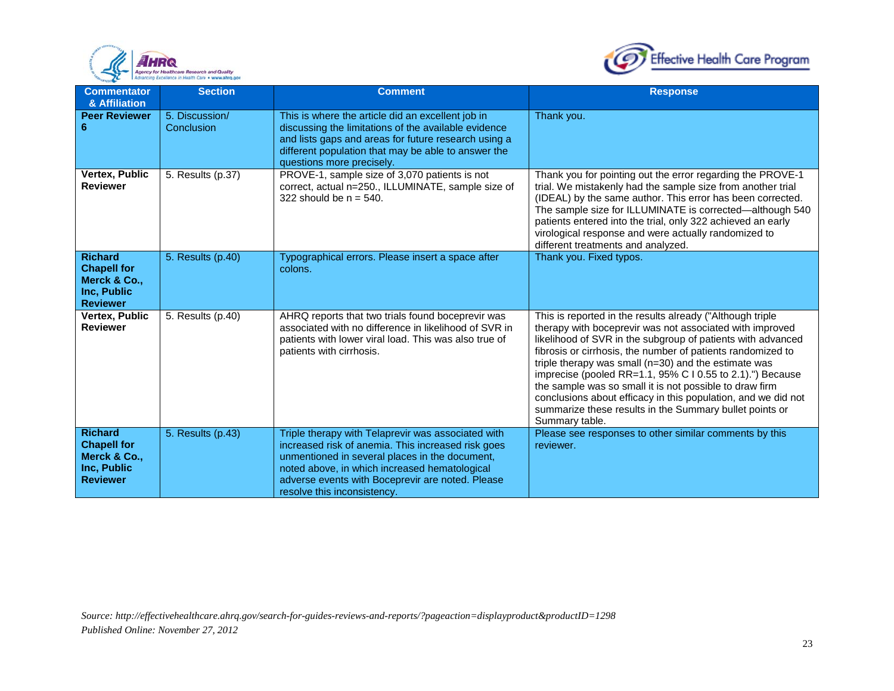| Commentator & Affiliation | Section | Comment | Response |
|---|---|---|---|
| **Peer Reviewer 6** | 5. Discussion/ Conclusion | This is where the article did an excellent job in discussing the limitations of the available evidence and lists gaps and areas for future research using a different population that may be able to answer the questions more precisely. | Thank you. |
| **Vertex, Public Reviewer** | 5. Results (p.37) | PROVE-1, sample size of 3,070 patients is not correct, actual n=250., ILLUMINATE, sample size of 322 should be n = 540. | Thank you for pointing out the error regarding the PROVE-1 trial. We mistakenly had the sample size from another trial (IDEAL) by the same author. This error has been corrected. The sample size for ILLUMINATE is corrected—although 540 patients entered into the trial, only 322 achieved an early virological response and were actually randomized to different treatments and analyzed. |
| **Richard Chapell for Merck & Co., Inc, Public Reviewer** | 5. Results (p.40) | Typographical errors. Please insert a space after colons. | Thank you. Fixed typos. |
| **Vertex, Public Reviewer** | 5. Results (p.40) | AHRQ reports that two trials found boceprevir was associated with no difference in likelihood of SVR in patients with lower viral load. This was also true of patients with cirrhosis. | This is reported in the results already ("Although triple therapy with boceprevir was not associated with improved likelihood of SVR in the subgroup of patients with advanced fibrosis or cirrhosis, the number of patients randomized to triple therapy was small (n=30) and the estimate was imprecise (pooled RR=1.1, 95% C I 0.55 to 2.1).") Because the sample was so small it is not possible to draw firm conclusions about efficacy in this population, and we did not summarize these results in the Summary bullet points or Summary table. |
| **Richard Chapell for Merck & Co., Inc, Public Reviewer** | 5. Results (p.43) | Triple therapy with Telaprevir was associated with increased risk of anemia. This increased risk goes unmentioned in several places in the document, noted above, in which increased hematological adverse events with Boceprevir are noted. Please resolve this inconsistency. | Please see responses to other similar comments by this reviewer. |

*Source: http://effectivehealthcare.ahrq.gov/search-for-guides-reviews-and-reports/?pageaction=displayproduct&productID=1298*
*Published Online: November 27, 2012*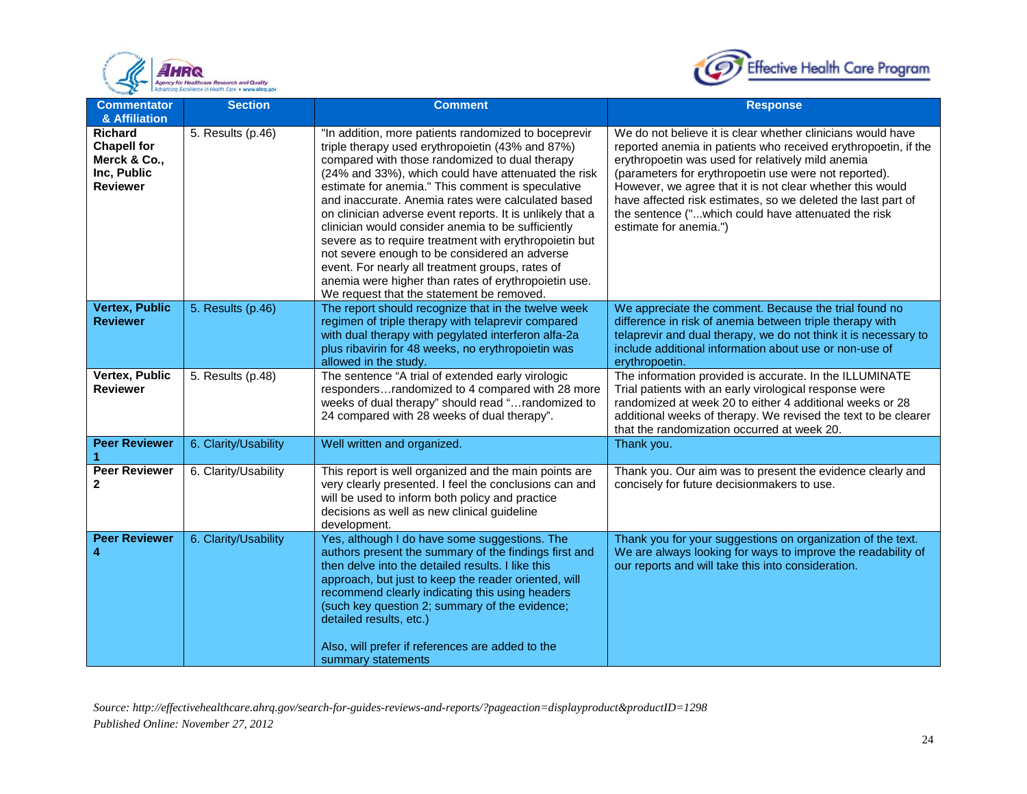| Commentator & Affiliation | Section | Comment | Response |
|---|---|---|---|
| **Richard Chapell for Merck & Co., Inc, Public Reviewer** | 5. Results (p.46) | "In addition, more patients randomized to boceprevir triple therapy used erythropoietin (43% and 87%) compared with those randomized to dual therapy (24% and 33%), which could have attenuated the risk estimate for anemia." This comment is speculative and inaccurate. Anemia rates were calculated based on clinician adverse event reports. It is unlikely that a clinician would consider anemia to be sufficiently severe as to require treatment with erythropoietin but not severe enough to be considered an adverse event. For nearly all treatment groups, rates of anemia were higher than rates of erythropoietin use. We request that the statement be removed. | We do not believe it is clear whether clinicians would have reported anemia in patients who received erythropoetin, if the erythropoetin was used for relatively mild anemia (parameters for erythropoetin use were not reported). However, we agree that it is not clear whether this would have affected risk estimates, so we deleted the last part of the sentence ("...which could have attenuated the risk estimate for anemia.") |
| **Vertex, Public Reviewer** | 5. Results (p.46) | The report should recognize that in the twelve week regimen of triple therapy with telaprevir compared with dual therapy with pegylated interferon alfa-2a plus ribavirin for 48 weeks, no erythropoietin was allowed in the study. | We appreciate the comment. Because the trial found no difference in risk of anemia between triple therapy with telaprevir and dual therapy, we do not think it is necessary to include additional information about use or non-use of erythropoetin. |
| **Vertex, Public Reviewer** | 5. Results (p.48) | The sentence "A trial of extended early virologic responders…randomized to 4 compared with 28 more weeks of dual therapy" should read "…randomized to 24 compared with 28 weeks of dual therapy". | The information provided is accurate. In the ILLUMINATE Trial patients with an early virological response were randomized at week 20 to either 4 additional weeks or 28 additional weeks of therapy. We revised the text to be clearer that the randomization occurred at week 20. |
| **Peer Reviewer 1** | 6. Clarity/Usability | Well written and organized. | Thank you. |
| **Peer Reviewer 2** | 6. Clarity/Usability | This report is well organized and the main points are very clearly presented. I feel the conclusions can and will be used to inform both policy and practice decisions as well as new clinical guideline development. | Thank you. Our aim was to present the evidence clearly and concisely for future decisionmakers to use. |
| **Peer Reviewer 4** | 6. Clarity/Usability | Yes, although I do have some suggestions. The authors present the summary of the findings first and then delve into the detailed results. I like this approach, but just to keep the reader oriented, will recommend clearly indicating this using headers (such key question 2; summary of the evidence; detailed results, etc.)<br><br>Also, will prefer if references are added to the summary statements | Thank you for your suggestions on organization of the text. We are always looking for ways to improve the readability of our reports and will take this into consideration. |

*Source: http://effectivehealthcare.ahrq.gov/search-for-guides-reviews-and-reports/?pageaction=displayproduct&productID=1298*
*Published Online: November 27, 2012*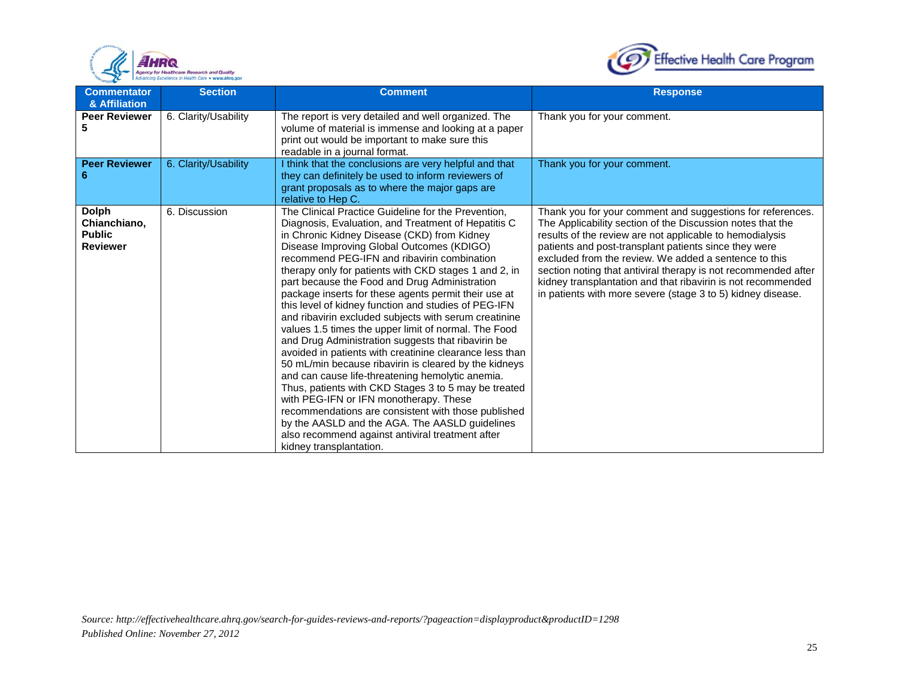| Commentator & Affiliation | Section | Comment | Response |
|---|---|---|---|
| **Peer Reviewer 5** | 6. Clarity/Usability | The report is very detailed and well organized. The volume of material is immense and looking at a paper print out would be important to make sure this readable in a journal format. | Thank you for your comment. |
| **Peer Reviewer 6** | 6. Clarity/Usability | I think that the conclusions are very helpful and that they can definitely be used to inform reviewers of grant proposals as to where the major gaps are relative to Hep C. | Thank you for your comment. |
| **Dolph Chianchiano, Public Reviewer** | 6. Discussion | The Clinical Practice Guideline for the Prevention, Diagnosis, Evaluation, and Treatment of Hepatitis C in Chronic Kidney Disease (CKD) from Kidney Disease Improving Global Outcomes (KDIGO) recommend PEG-IFN and ribavirin combination therapy only for patients with CKD stages 1 and 2, in part because the Food and Drug Administration package inserts for these agents permit their use at this level of kidney function and studies of PEG-IFN and ribavirin excluded subjects with serum creatinine values 1.5 times the upper limit of normal. The Food and Drug Administration suggests that ribavirin be avoided in patients with creatinine clearance less than 50 mL/min because ribavirin is cleared by the kidneys and can cause life-threatening hemolytic anemia. Thus, patients with CKD Stages 3 to 5 may be treated with PEG-IFN or IFN monotherapy. These recommendations are consistent with those published by the AASLD and the AGA. The AASLD guidelines also recommend against antiviral treatment after kidney transplantation. | Thank you for your comment and suggestions for references. The Applicability section of the Discussion notes that the results of the review are not applicable to hemodialysis patients and post-transplant patients since they were excluded from the review. We added a sentence to this section noting that antiviral therapy is not recommended after kidney transplantation and that ribavirin is not recommended in patients with more severe (stage 3 to 5) kidney disease. |

*Source: http://effectivehealthcare.ahrq.gov/search-for-guides-reviews-and-reports/?pageaction=displayproduct&productID=1298*
*Published Online: November 27, 2012*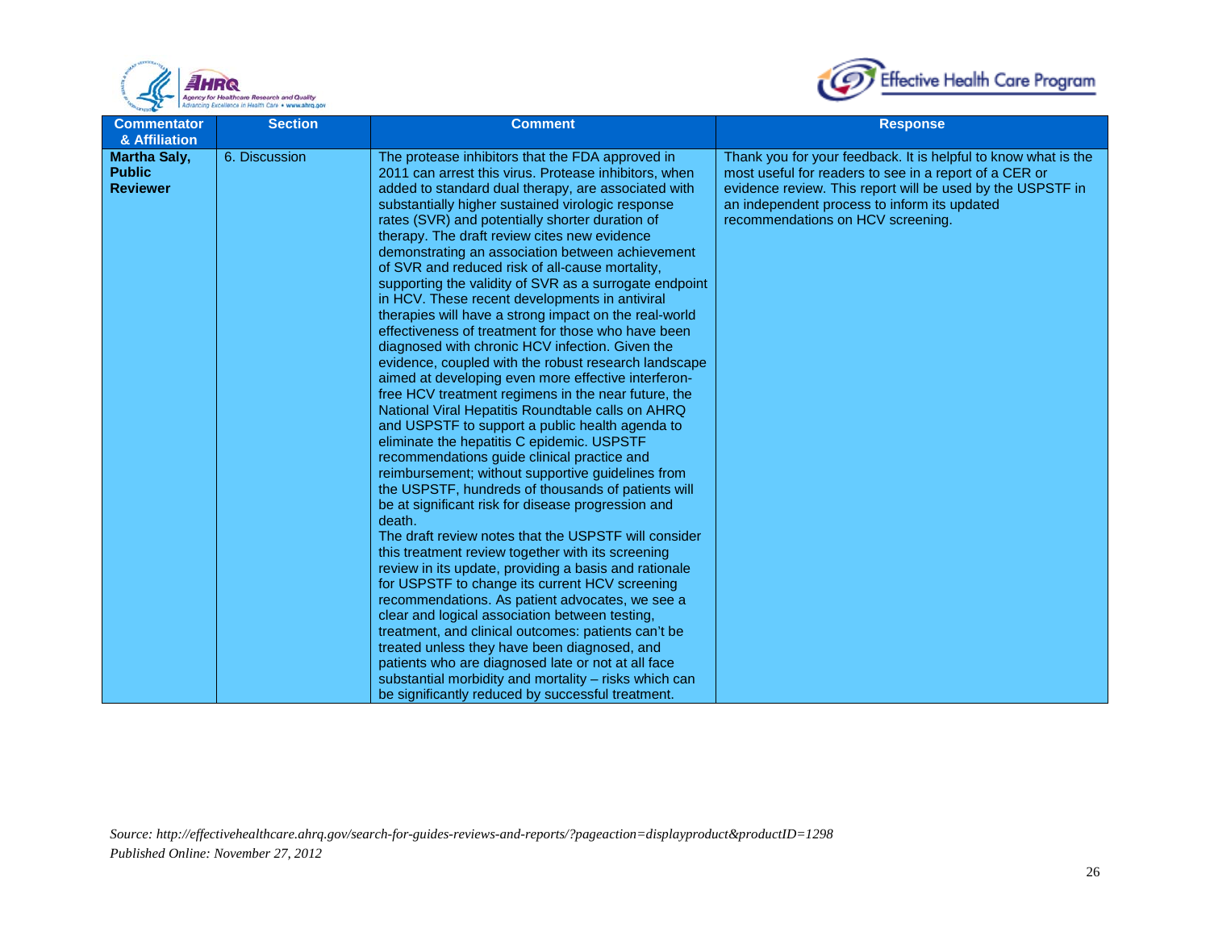| Commentator & Affiliation | Section | Comment | Response |
|---|---|---|---|
| **Martha Saly, Public Reviewer** | 6. Discussion | The protease inhibitors that the FDA approved in 2011 can arrest this virus. Protease inhibitors, when added to standard dual therapy, are associated with substantially higher sustained virologic response rates (SVR) and potentially shorter duration of therapy. The draft review cites new evidence demonstrating an association between achievement of SVR and reduced risk of all-cause mortality, supporting the validity of SVR as a surrogate endpoint in HCV. These recent developments in antiviral therapies will have a strong impact on the real-world effectiveness of treatment for those who have been diagnosed with chronic HCV infection. Given the evidence, coupled with the robust research landscape aimed at developing even more effective interferon-free HCV treatment regimens in the near future, the National Viral Hepatitis Roundtable calls on AHRQ and USPSTF to support a public health agenda to eliminate the hepatitis C epidemic. USPSTF recommendations guide clinical practice and reimbursement; without supportive guidelines from the USPSTF, hundreds of thousands of patients will be at significant risk for disease progression and death.<br>The draft review notes that the USPSTF will consider this treatment review together with its screening review in its update, providing a basis and rationale for USPSTF to change its current HCV screening recommendations. As patient advocates, we see a clear and logical association between testing, treatment, and clinical outcomes: patients can't be treated unless they have been diagnosed, and patients who are diagnosed late or not at all face substantial morbidity and mortality – risks which can be significantly reduced by successful treatment. | Thank you for your feedback. It is helpful to know what is the most useful for readers to see in a report of a CER or evidence review. This report will be used by the USPSTF in an independent process to inform its updated recommendations on HCV screening. |

*Source: http://effectivehealthcare.ahrq.gov/search-for-guides-reviews-and-reports/?pageaction=displayproduct&productID=1298*
*Published Online: November 27, 2012*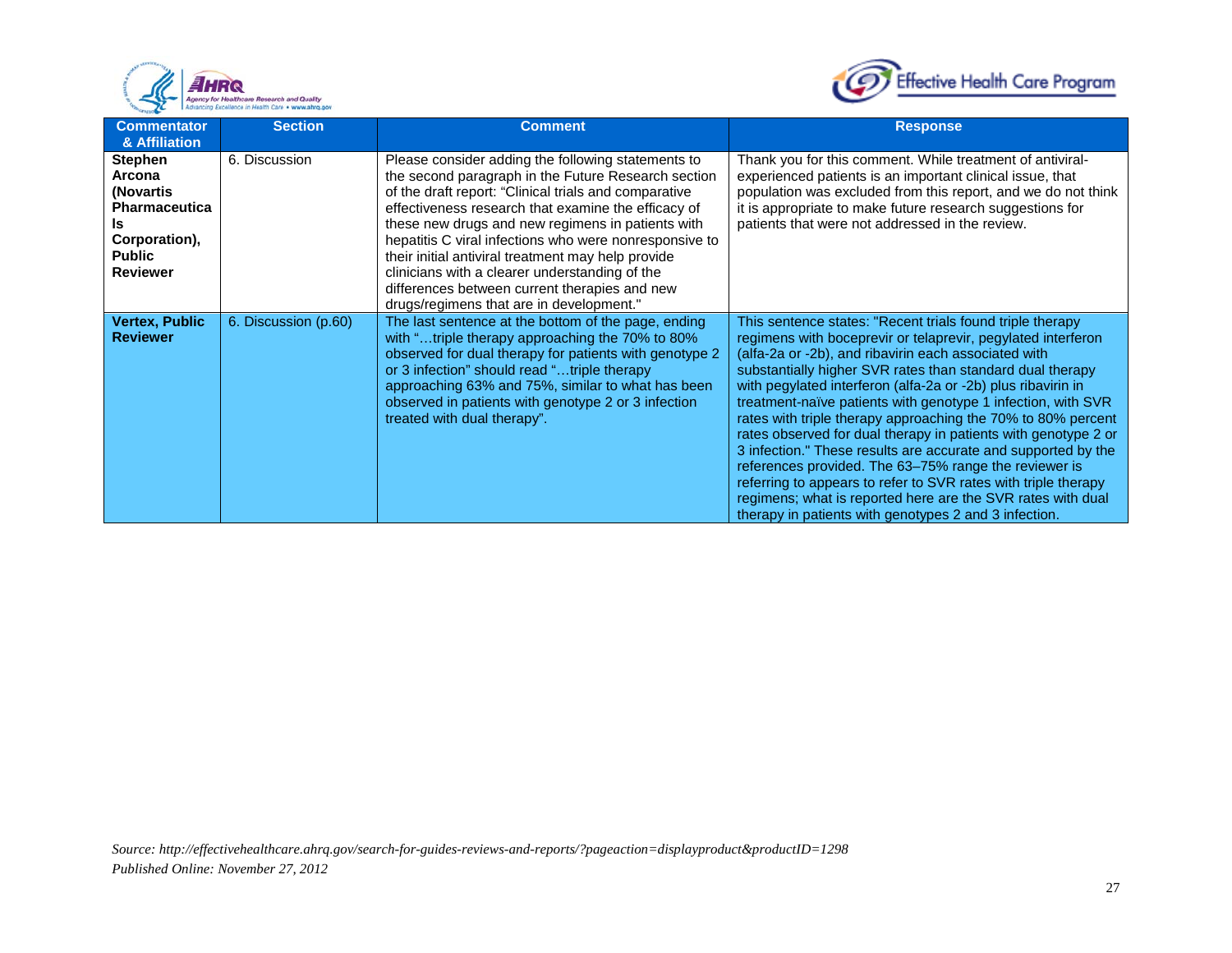| Commentator & Affiliation | Section | Comment | Response |
|---|---|---|---|
| **Stephen Arcona (Novartis Pharmaceuticals Corporation), Public Reviewer** | 6. Discussion | Please consider adding the following statements to the second paragraph in the Future Research section of the draft report: "Clinical trials and comparative effectiveness research that examine the efficacy of these new drugs and new regimens in patients with hepatitis C viral infections who were nonresponsive to their initial antiviral treatment may help provide clinicians with a clearer understanding of the differences between current therapies and new drugs/regimens that are in development." | Thank you for this comment. While treatment of antiviral-experienced patients is an important clinical issue, that population was excluded from this report, and we do not think it is appropriate to make future research suggestions for patients that were not addressed in the review. |
| **Vertex, Public Reviewer** | 6. Discussion (p.60) | The last sentence at the bottom of the page, ending with "…triple therapy approaching the 70% to 80% observed for dual therapy for patients with genotype 2 or 3 infection" should read "…triple therapy approaching 63% and 75%, similar to what has been observed in patients with genotype 2 or 3 infection treated with dual therapy". | This sentence states: "Recent trials found triple therapy regimens with boceprevir or telaprevir, pegylated interferon (alfa-2a or -2b), and ribavirin each associated with substantially higher SVR rates than standard dual therapy with pegylated interferon (alfa-2a or -2b) plus ribavirin in treatment-naïve patients with genotype 1 infection, with SVR rates with triple therapy approaching the 70% to 80% percent rates observed for dual therapy in patients with genotype 2 or 3 infection." These results are accurate and supported by the references provided. The 63–75% range the reviewer is referring to appears to refer to SVR rates with triple therapy regimens; what is reported here are the SVR rates with dual therapy in patients with genotypes 2 and 3 infection. |

*Source: http://effectivehealthcare.ahrq.gov/search-for-guides-reviews-and-reports/?pageaction=displayproduct&productID=1298*
*Published Online: November 27, 2012*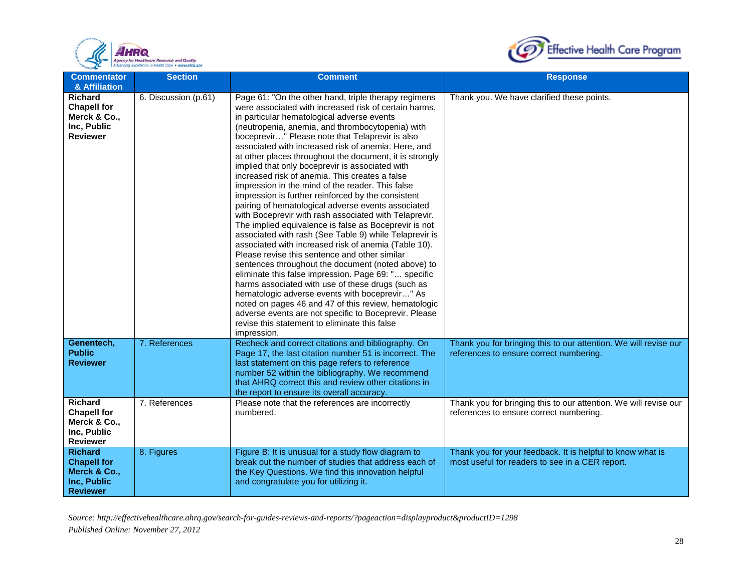| Commentator & Affiliation | Section | Comment | Response |
|---|---|---|---|
| **Richard Chapell for Merck & Co., Inc, Public Reviewer** | 6. Discussion (p.61) | Page 61: "On the other hand, triple therapy regimens were associated with increased risk of certain harms, in particular hematological adverse events (neutropenia, anemia, and thrombocytopenia) with boceprevir…" Please note that Telaprevir is also associated with increased risk of anemia. Here, and at other places throughout the document, it is strongly implied that only boceprevir is associated with increased risk of anemia. This creates a false impression in the mind of the reader. This false impression is further reinforced by the consistent pairing of hematological adverse events associated with Boceprevir with rash associated with Telaprevir. The implied equivalence is false as Boceprevir is not associated with rash (See Table 9) while Telaprevir is associated with increased risk of anemia (Table 10). Please revise this sentence and other similar sentences throughout the document (noted above) to eliminate this false impression. Page 69: "… specific harms associated with use of these drugs (such as hematologic adverse events with boceprevir…" As noted on pages 46 and 47 of this review, hematologic adverse events are not specific to Boceprevir. Please revise this statement to eliminate this false impression. | Thank you. We have clarified these points. |
| **Genentech, Public Reviewer** | 7. References | Recheck and correct citations and bibliography. On Page 17, the last citation number 51 is incorrect. The last statement on this page refers to reference number 52 within the bibliography. We recommend that AHRQ correct this and review other citations in the report to ensure its overall accuracy. | Thank you for bringing this to our attention. We will revise our references to ensure correct numbering. |
| **Richard Chapell for Merck & Co., Inc, Public Reviewer** | 7. References | Please note that the references are incorrectly numbered. | Thank you for bringing this to our attention. We will revise our references to ensure correct numbering. |
| **Richard Chapell for Merck & Co., Inc, Public Reviewer** | 8. Figures | Figure B: It is unusual for a study flow diagram to break out the number of studies that address each of the Key Questions. We find this innovation helpful and congratulate you for utilizing it. | Thank you for your feedback. It is helpful to know what is most useful for readers to see in a CER report. |

*Source: http://effectivehealthcare.ahrq.gov/search-for-guides-reviews-and-reports/?pageaction=displayproduct&productID=1298*
*Published Online: November 27, 2012*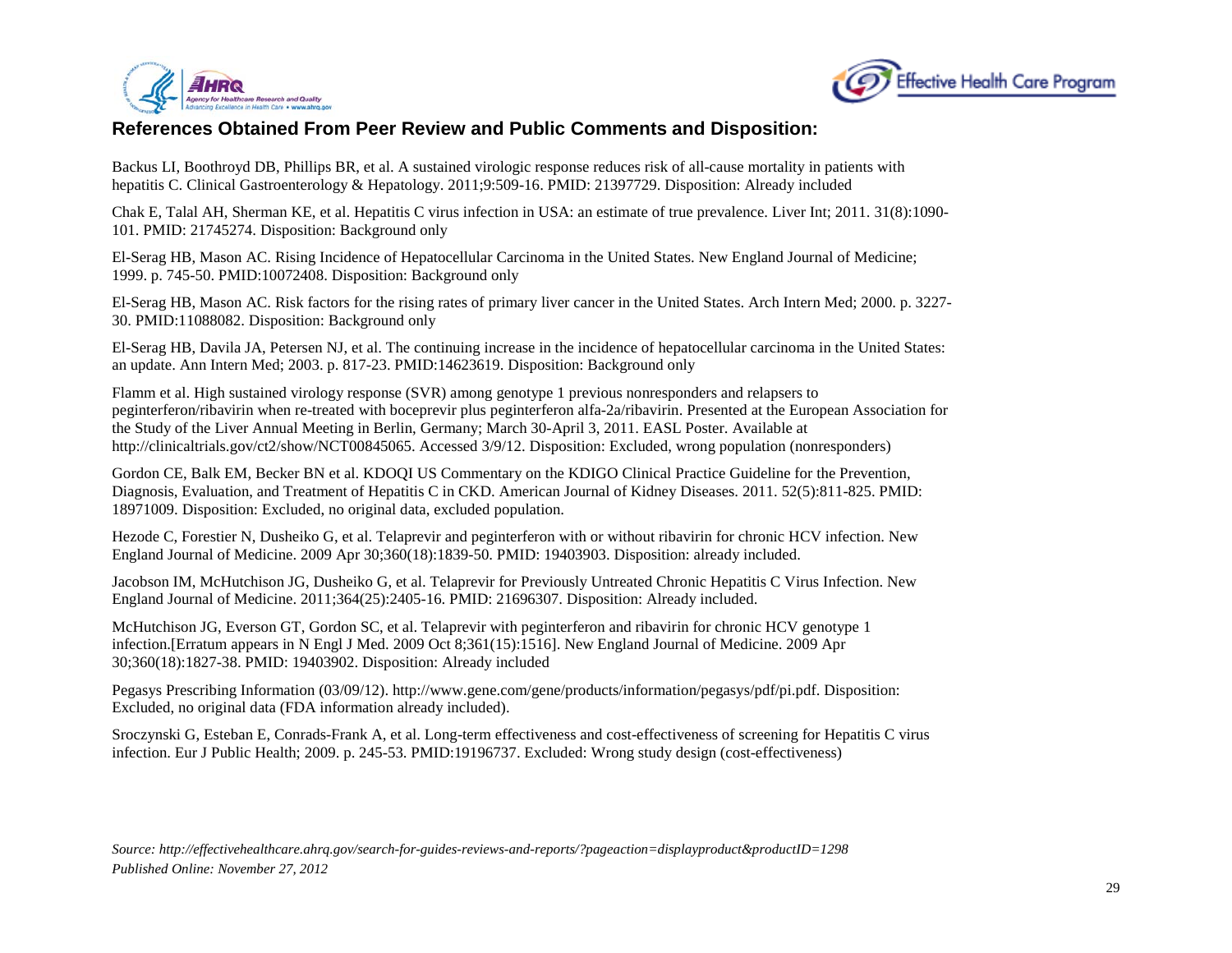## References Obtained From Peer Review and Public Comments and Disposition:

Backus LI, Boothroyd DB, Phillips BR, et al. A sustained virologic response reduces risk of all-cause mortality in patients with hepatitis C. Clinical Gastroenterology & Hepatology. 2011;9:509-16. PMID: 21397729. Disposition: Already included

Chak E, Talal AH, Sherman KE, et al. Hepatitis C virus infection in USA: an estimate of true prevalence. Liver Int; 2011. 31(8):1090-101. PMID: 21745274. Disposition: Background only

El-Serag HB, Mason AC. Rising Incidence of Hepatocellular Carcinoma in the United States. New England Journal of Medicine; 1999. p. 745-50. PMID:10072408. Disposition: Background only

El-Serag HB, Mason AC. Risk factors for the rising rates of primary liver cancer in the United States. Arch Intern Med; 2000. p. 3227-30. PMID:11088082. Disposition: Background only

El-Serag HB, Davila JA, Petersen NJ, et al. The continuing increase in the incidence of hepatocellular carcinoma in the United States: an update. Ann Intern Med; 2003. p. 817-23. PMID:14623619. Disposition: Background only

Flamm et al. High sustained virology response (SVR) among genotype 1 previous nonresponders and relapsers to peginterferon/ribavirin when re-treated with boceprevir plus peginterferon alfa-2a/ribavirin. Presented at the European Association for the Study of the Liver Annual Meeting in Berlin, Germany; March 30-April 3, 2011. EASL Poster. Available at http://clinicaltrials.gov/ct2/show/NCT00845065. Accessed 3/9/12. Disposition: Excluded, wrong population (nonresponders)

Gordon CE, Balk EM, Becker BN et al. KDOQI US Commentary on the KDIGO Clinical Practice Guideline for the Prevention, Diagnosis, Evaluation, and Treatment of Hepatitis C in CKD. American Journal of Kidney Diseases. 2011. 52(5):811-825. PMID: 18971009. Disposition: Excluded, no original data, excluded population.

Hezode C, Forestier N, Dusheiko G, et al. Telaprevir and peginterferon with or without ribavirin for chronic HCV infection. New England Journal of Medicine. 2009 Apr 30;360(18):1839-50. PMID: 19403903. Disposition: already included.

Jacobson IM, McHutchison JG, Dusheiko G, et al. Telaprevir for Previously Untreated Chronic Hepatitis C Virus Infection. New England Journal of Medicine. 2011;364(25):2405-16. PMID: 21696307. Disposition: Already included.

McHutchison JG, Everson GT, Gordon SC, et al. Telaprevir with peginterferon and ribavirin for chronic HCV genotype 1 infection.[Erratum appears in N Engl J Med. 2009 Oct 8;361(15):1516]. New England Journal of Medicine. 2009 Apr 30;360(18):1827-38. PMID: 19403902. Disposition: Already included

Pegasys Prescribing Information (03/09/12). http://www.gene.com/gene/products/information/pegasys/pdf/pi.pdf. Disposition: Excluded, no original data (FDA information already included).

Sroczynski G, Esteban E, Conrads-Frank A, et al. Long-term effectiveness and cost-effectiveness of screening for Hepatitis C virus infection. Eur J Public Health; 2009. p. 245-53. PMID:19196737. Excluded: Wrong study design (cost-effectiveness)

*Source: http://effectivehealthcare.ahrq.gov/search-for-guides-reviews-and-reports/?pageaction=displayproduct&productID=1298*
*Published Online: November 27, 2012*